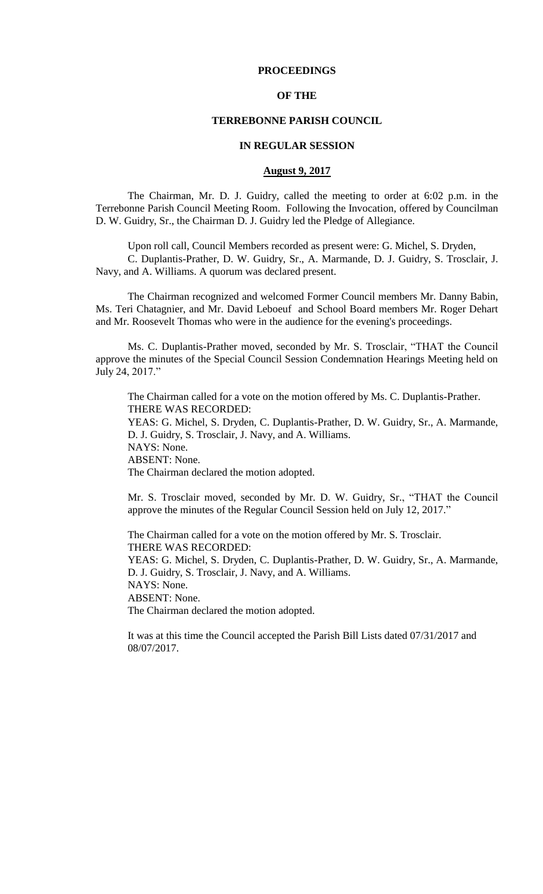**PROCEEDINGS**

**OF THE**

**TERREBONNE PARISH COUNCIL**

**IN REGULAR SESSION**

**August 9, 2017**

The Chairman, Mr. D. J. Guidry, called the meeting to order at 6:02 p.m. in the Terrebonne Parish Council Meeting Room. Following the Invocation, offered by Councilman D. W. Guidry, Sr., the Chairman D. J. Guidry led the Pledge of Allegiance.

Upon roll call, Council Members recorded as present were: G. Michel, S. Dryden, C. Duplantis-Prather, D. W. Guidry, Sr., A. Marmande, D. J. Guidry, S. Trosclair, J. Navy, and A. Williams. A quorum was declared present.

The Chairman recognized and welcomed Former Council members Mr. Danny Babin, Ms. Teri Chatagnier, and Mr. David Leboeuf and School Board members Mr. Roger Dehart and Mr. Roosevelt Thomas who were in the audience for the evening's proceedings.

Ms. C. Duplantis-Prather moved, seconded by Mr. S. Trosclair, "THAT the Council approve the minutes of the Special Council Session Condemnation Hearings Meeting held on July 24, 2017."

The Chairman called for a vote on the motion offered by Ms. C. Duplantis-Prather.
THERE WAS RECORDED:
YEAS: G. Michel, S. Dryden, C. Duplantis-Prather, D. W. Guidry, Sr., A. Marmande, D. J. Guidry, S. Trosclair, J. Navy, and A. Williams.
NAYS: None.
ABSENT: None.
The Chairman declared the motion adopted.

Mr. S. Trosclair moved, seconded by Mr. D. W. Guidry, Sr., "THAT the Council approve the minutes of the Regular Council Session held on July 12, 2017."

The Chairman called for a vote on the motion offered by Mr. S. Trosclair.
THERE WAS RECORDED:
YEAS: G. Michel, S. Dryden, C. Duplantis-Prather, D. W. Guidry, Sr., A. Marmande, D. J. Guidry, S. Trosclair, J. Navy, and A. Williams.
NAYS: None.
ABSENT: None.
The Chairman declared the motion adopted.

It was at this time the Council accepted the Parish Bill Lists dated 07/31/2017 and 08/07/2017.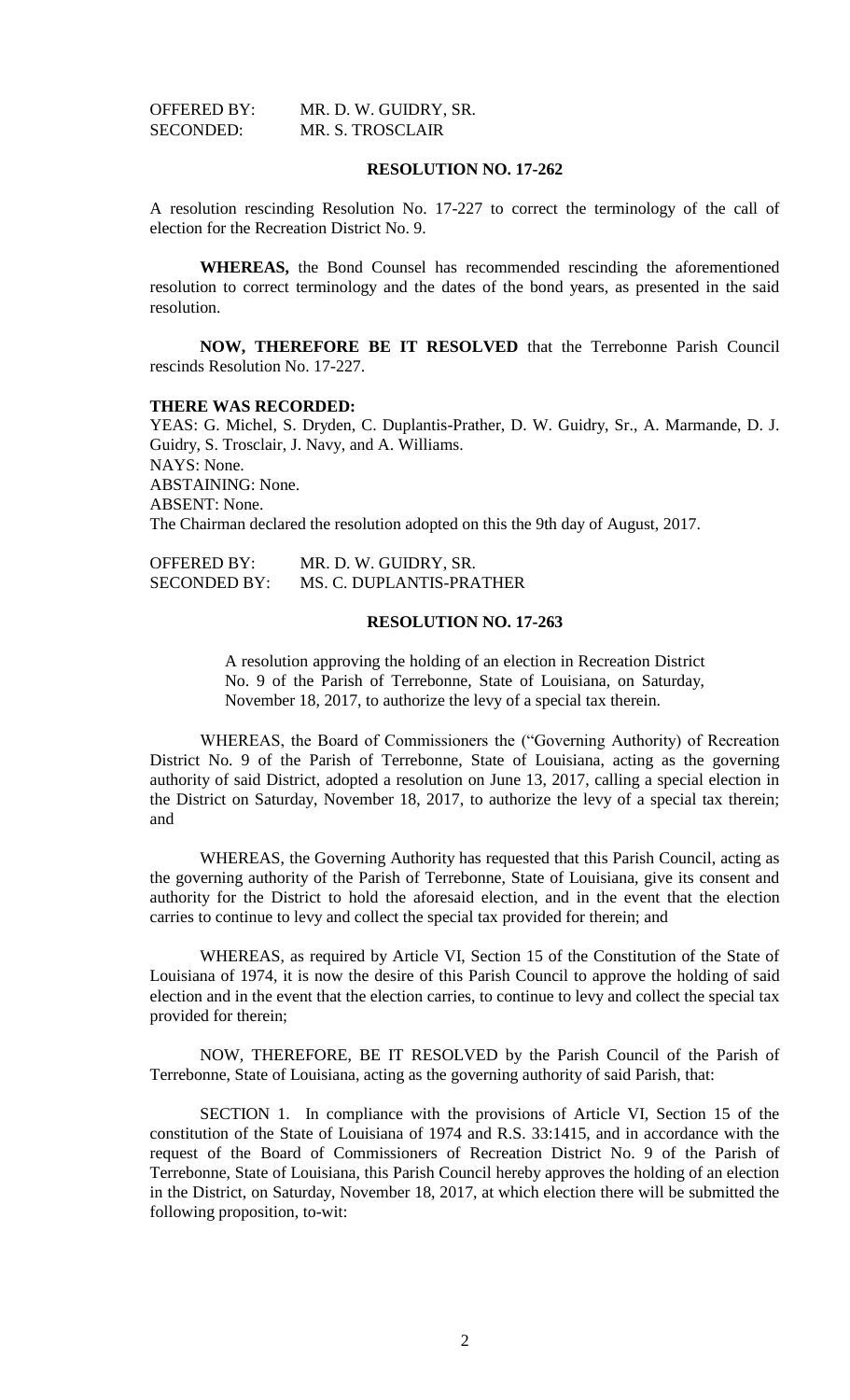OFFERED BY: MR. D. W. GUIDRY, SR.
SECONDED: MR. S. TROSCLAIR

**RESOLUTION NO. 17-262**

A resolution rescinding Resolution No. 17-227 to correct the terminology of the call of election for the Recreation District No. 9.

**WHEREAS,** the Bond Counsel has recommended rescinding the aforementioned resolution to correct terminology and the dates of the bond years, as presented in the said resolution.

**NOW, THEREFORE BE IT RESOLVED** that the Terrebonne Parish Council rescinds Resolution No. 17-227.

**THERE WAS RECORDED:**
YEAS: G. Michel, S. Dryden, C. Duplantis-Prather, D. W. Guidry, Sr., A. Marmande, D. J. Guidry, S. Trosclair, J. Navy, and A. Williams.
NAYS: None.
ABSTAINING: None.
ABSENT: None.
The Chairman declared the resolution adopted on this the 9th day of August, 2017.

OFFERED BY: MR. D. W. GUIDRY, SR.
SECONDED BY: MS. C. DUPLANTIS-PRATHER

**RESOLUTION NO. 17-263**

A resolution approving the holding of an election in Recreation District No. 9 of the Parish of Terrebonne, State of Louisiana, on Saturday, November 18, 2017, to authorize the levy of a special tax therein.

WHEREAS, the Board of Commissioners the ("Governing Authority) of Recreation District No. 9 of the Parish of Terrebonne, State of Louisiana, acting as the governing authority of said District, adopted a resolution on June 13, 2017, calling a special election in the District on Saturday, November 18, 2017, to authorize the levy of a special tax therein; and

WHEREAS, the Governing Authority has requested that this Parish Council, acting as the governing authority of the Parish of Terrebonne, State of Louisiana, give its consent and authority for the District to hold the aforesaid election, and in the event that the election carries to continue to levy and collect the special tax provided for therein; and

WHEREAS, as required by Article VI, Section 15 of the Constitution of the State of Louisiana of 1974, it is now the desire of this Parish Council to approve the holding of said election and in the event that the election carries, to continue to levy and collect the special tax provided for therein;

NOW, THEREFORE, BE IT RESOLVED by the Parish Council of the Parish of Terrebonne, State of Louisiana, acting as the governing authority of said Parish, that:

SECTION 1. In compliance with the provisions of Article VI, Section 15 of the constitution of the State of Louisiana of 1974 and R.S. 33:1415, and in accordance with the request of the Board of Commissioners of Recreation District No. 9 of the Parish of Terrebonne, State of Louisiana, this Parish Council hereby approves the holding of an election in the District, on Saturday, November 18, 2017, at which election there will be submitted the following proposition, to-wit: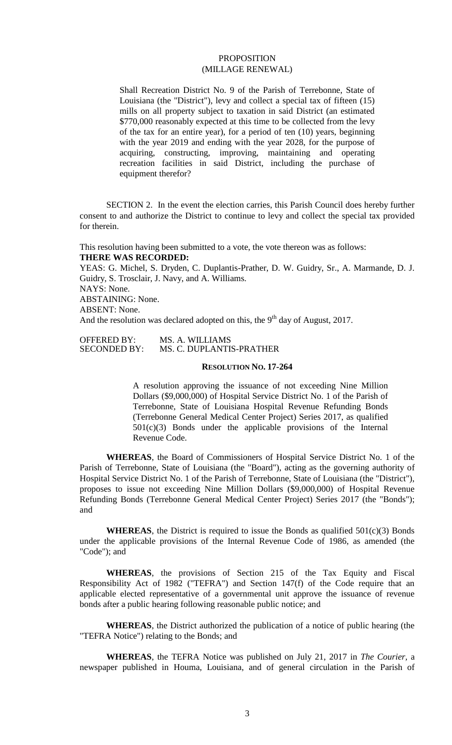PROPOSITION
(MILLAGE RENEWAL)

> Shall Recreation District No. 9 of the Parish of Terrebonne, State of Louisiana (the "District"), levy and collect a special tax of fifteen (15) mills on all property subject to taxation in said District (an estimated $770,000 reasonably expected at this time to be collected from the levy of the tax for an entire year), for a period of ten (10) years, beginning with the year 2019 and ending with the year 2028, for the purpose of acquiring, constructing, improving, maintaining and operating recreation facilities in said District, including the purchase of equipment therefor?

SECTION 2. In the event the election carries, this Parish Council does hereby further consent to and authorize the District to continue to levy and collect the special tax provided for therein.

This resolution having been submitted to a vote, the vote thereon was as follows:

**THERE WAS RECORDED:**

YEAS: G. Michel, S. Dryden, C. Duplantis-Prather, D. W. Guidry, Sr., A. Marmande, D. J. Guidry, S. Trosclair, J. Navy, and A. Williams.

NAYS: None.

ABSTAINING: None.

ABSENT: None.

And the resolution was declared adopted on this, the 9th day of August, 2017.

OFFERED BY: MS. A. WILLIAMS
SECONDED BY: MS. C. DUPLANTIS-PRATHER

**RESOLUTION NO. 17-264**

> A resolution approving the issuance of not exceeding Nine Million Dollars ($9,000,000) of Hospital Service District No. 1 of the Parish of Terrebonne, State of Louisiana Hospital Revenue Refunding Bonds (Terrebonne General Medical Center Project) Series 2017, as qualified 501(c)(3) Bonds under the applicable provisions of the Internal Revenue Code.

**WHEREAS**, the Board of Commissioners of Hospital Service District No. 1 of the Parish of Terrebonne, State of Louisiana (the "Board"), acting as the governing authority of Hospital Service District No. 1 of the Parish of Terrebonne, State of Louisiana (the "District"), proposes to issue not exceeding Nine Million Dollars ($9,000,000) of Hospital Revenue Refunding Bonds (Terrebonne General Medical Center Project) Series 2017 (the "Bonds"); and

**WHEREAS**, the District is required to issue the Bonds as qualified 501(c)(3) Bonds under the applicable provisions of the Internal Revenue Code of 1986, as amended (the "Code"); and

**WHEREAS**, the provisions of Section 215 of the Tax Equity and Fiscal Responsibility Act of 1982 ("TEFRA") and Section 147(f) of the Code require that an applicable elected representative of a governmental unit approve the issuance of revenue bonds after a public hearing following reasonable public notice; and

**WHEREAS**, the District authorized the publication of a notice of public hearing (the "TEFRA Notice") relating to the Bonds; and

**WHEREAS**, the TEFRA Notice was published on July 21, 2017 in *The Courier*, a newspaper published in Houma, Louisiana, and of general circulation in the Parish of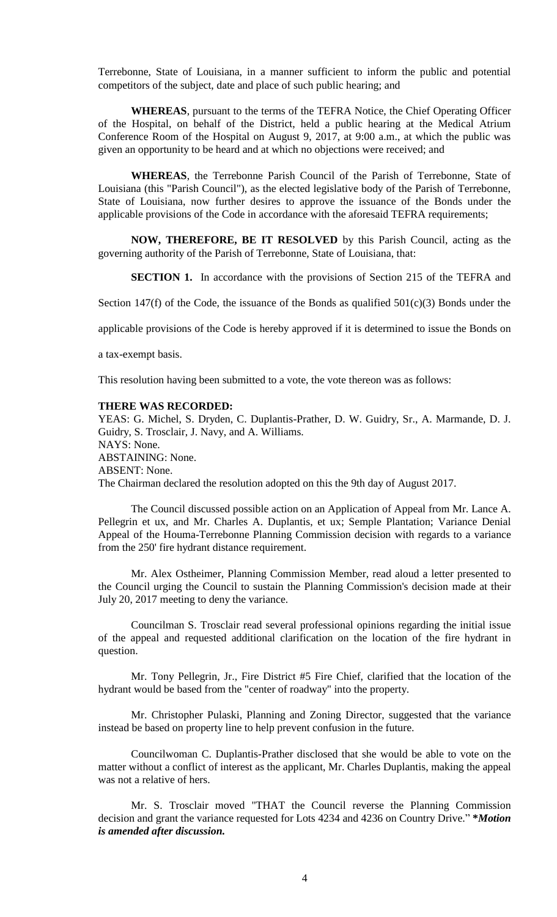Terrebonne, State of Louisiana, in a manner sufficient to inform the public and potential competitors of the subject, date and place of such public hearing; and

**WHEREAS**, pursuant to the terms of the TEFRA Notice, the Chief Operating Officer of the Hospital, on behalf of the District, held a public hearing at the Medical Atrium Conference Room of the Hospital on August 9, 2017, at 9:00 a.m., at which the public was given an opportunity to be heard and at which no objections were received; and

**WHEREAS**, the Terrebonne Parish Council of the Parish of Terrebonne, State of Louisiana (this "Parish Council"), as the elected legislative body of the Parish of Terrebonne, State of Louisiana, now further desires to approve the issuance of the Bonds under the applicable provisions of the Code in accordance with the aforesaid TEFRA requirements;

**NOW, THEREFORE, BE IT RESOLVED** by this Parish Council, acting as the governing authority of the Parish of Terrebonne, State of Louisiana, that:

**SECTION 1.** In accordance with the provisions of Section 215 of the TEFRA and Section 147(f) of the Code, the issuance of the Bonds as qualified 501(c)(3) Bonds under the applicable provisions of the Code is hereby approved if it is determined to issue the Bonds on a tax-exempt basis.

This resolution having been submitted to a vote, the vote thereon was as follows:

**THERE WAS RECORDED:**
YEAS: G. Michel, S. Dryden, C. Duplantis-Prather, D. W. Guidry, Sr., A. Marmande, D. J. Guidry, S. Trosclair, J. Navy, and A. Williams.
NAYS: None.
ABSTAINING: None.
ABSENT: None.
The Chairman declared the resolution adopted on this the 9th day of August 2017.

The Council discussed possible action on an Application of Appeal from Mr. Lance A. Pellegrin et ux, and Mr. Charles A. Duplantis, et ux; Semple Plantation; Variance Denial Appeal of the Houma-Terrebonne Planning Commission decision with regards to a variance from the 250' fire hydrant distance requirement.

Mr. Alex Ostheimer, Planning Commission Member, read aloud a letter presented to the Council urging the Council to sustain the Planning Commission's decision made at their July 20, 2017 meeting to deny the variance.

Councilman S. Trosclair read several professional opinions regarding the initial issue of the appeal and requested additional clarification on the location of the fire hydrant in question.

Mr. Tony Pellegrin, Jr., Fire District #5 Fire Chief, clarified that the location of the hydrant would be based from the "center of roadway" into the property.

Mr. Christopher Pulaski, Planning and Zoning Director, suggested that the variance instead be based on property line to help prevent confusion in the future.

Councilwoman C. Duplantis-Prather disclosed that she would be able to vote on the matter without a conflict of interest as the applicant, Mr. Charles Duplantis, making the appeal was not a relative of hers.

Mr. S. Trosclair moved "THAT the Council reverse the Planning Commission decision and grant the variance requested for Lots 4234 and 4236 on Country Drive." ***Motion is amended after discussion.***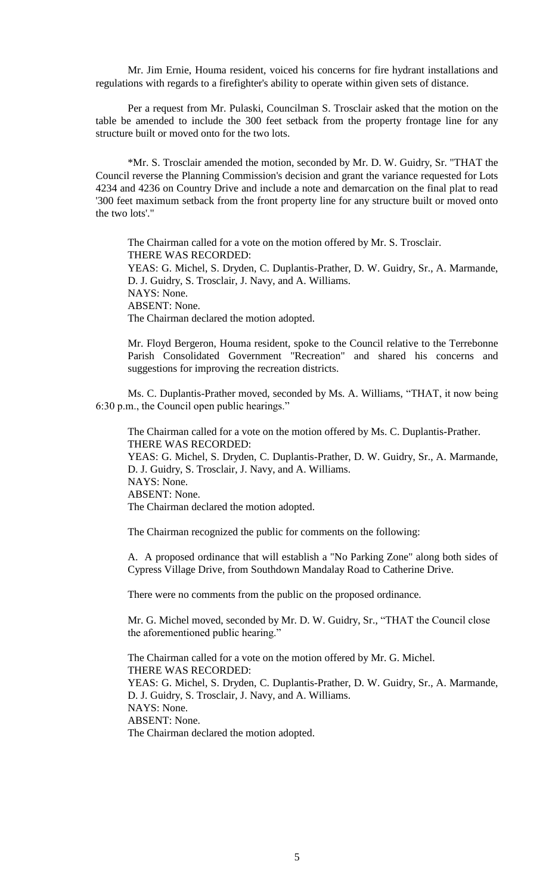Mr. Jim Ernie, Houma resident, voiced his concerns for fire hydrant installations and regulations with regards to a firefighter's ability to operate within given sets of distance.

Per a request from Mr. Pulaski, Councilman S. Trosclair asked that the motion on the table be amended to include the 300 feet setback from the property frontage line for any structure built or moved onto for the two lots.

*Mr. S. Trosclair amended the motion, seconded by Mr. D. W. Guidry, Sr. "THAT the Council reverse the Planning Commission's decision and grant the variance requested for Lots 4234 and 4236 on Country Drive and include a note and demarcation on the final plat to read '300 feet maximum setback from the front property line for any structure built or moved onto the two lots'."

The Chairman called for a vote on the motion offered by Mr. S. Trosclair.
THERE WAS RECORDED:
YEAS: G. Michel, S. Dryden, C. Duplantis-Prather, D. W. Guidry, Sr., A. Marmande, D. J. Guidry, S. Trosclair, J. Navy, and A. Williams.
NAYS: None.
ABSENT: None.
The Chairman declared the motion adopted.

Mr. Floyd Bergeron, Houma resident, spoke to the Council relative to the Terrebonne Parish Consolidated Government "Recreation" and shared his concerns and suggestions for improving the recreation districts.

Ms. C. Duplantis-Prather moved, seconded by Ms. A. Williams, "THAT, it now being 6:30 p.m., the Council open public hearings."

The Chairman called for a vote on the motion offered by Ms. C. Duplantis-Prather.
THERE WAS RECORDED:
YEAS: G. Michel, S. Dryden, C. Duplantis-Prather, D. W. Guidry, Sr., A. Marmande, D. J. Guidry, S. Trosclair, J. Navy, and A. Williams.
NAYS: None.
ABSENT: None.
The Chairman declared the motion adopted.

The Chairman recognized the public for comments on the following:

A. A proposed ordinance that will establish a "No Parking Zone" along both sides of Cypress Village Drive, from Southdown Mandalay Road to Catherine Drive.

There were no comments from the public on the proposed ordinance.

Mr. G. Michel moved, seconded by Mr. D. W. Guidry, Sr., "THAT the Council close the aforementioned public hearing."

The Chairman called for a vote on the motion offered by Mr. G. Michel.
THERE WAS RECORDED:
YEAS: G. Michel, S. Dryden, C. Duplantis-Prather, D. W. Guidry, Sr., A. Marmande, D. J. Guidry, S. Trosclair, J. Navy, and A. Williams.
NAYS: None.
ABSENT: None.
The Chairman declared the motion adopted.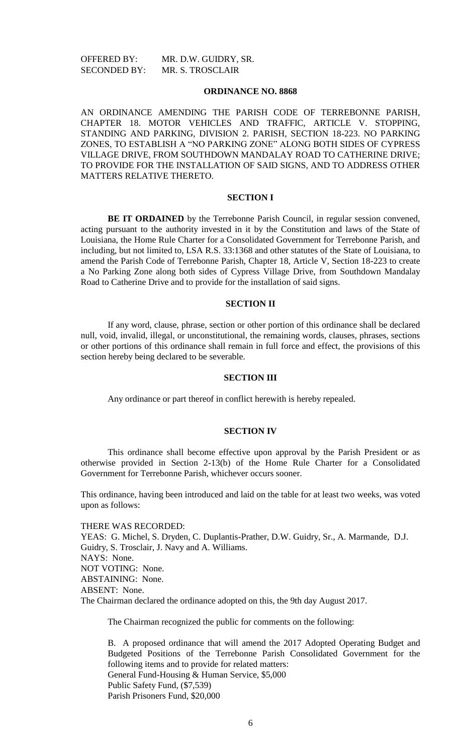OFFERED BY: MR. D.W. GUIDRY, SR.
SECONDED BY: MR. S. TROSCLAIR

**ORDINANCE NO. 8868**

AN ORDINANCE AMENDING THE PARISH CODE OF TERREBONNE PARISH, CHAPTER 18. MOTOR VEHICLES AND TRAFFIC, ARTICLE V. STOPPING, STANDING AND PARKING, DIVISION 2. PARISH, SECTION 18-223. NO PARKING ZONES, TO ESTABLISH A "NO PARKING ZONE" ALONG BOTH SIDES OF CYPRESS VILLAGE DRIVE, FROM SOUTHDOWN MANDALAY ROAD TO CATHERINE DRIVE; TO PROVIDE FOR THE INSTALLATION OF SAID SIGNS, AND TO ADDRESS OTHER MATTERS RELATIVE THERETO.

**SECTION I**

**BE IT ORDAINED** by the Terrebonne Parish Council, in regular session convened, acting pursuant to the authority invested in it by the Constitution and laws of the State of Louisiana, the Home Rule Charter for a Consolidated Government for Terrebonne Parish, and including, but not limited to, LSA R.S. 33:1368 and other statutes of the State of Louisiana, to amend the Parish Code of Terrebonne Parish, Chapter 18, Article V, Section 18-223 to create a No Parking Zone along both sides of Cypress Village Drive, from Southdown Mandalay Road to Catherine Drive and to provide for the installation of said signs.

**SECTION II**

If any word, clause, phrase, section or other portion of this ordinance shall be declared null, void, invalid, illegal, or unconstitutional, the remaining words, clauses, phrases, sections or other portions of this ordinance shall remain in full force and effect, the provisions of this section hereby being declared to be severable.

**SECTION III**

Any ordinance or part thereof in conflict herewith is hereby repealed.

**SECTION IV**

This ordinance shall become effective upon approval by the Parish President or as otherwise provided in Section 2-13(b) of the Home Rule Charter for a Consolidated Government for Terrebonne Parish, whichever occurs sooner.

This ordinance, having been introduced and laid on the table for at least two weeks, was voted upon as follows:

THERE WAS RECORDED:
YEAS: G. Michel, S. Dryden, C. Duplantis-Prather, D.W. Guidry, Sr., A. Marmande, D.J. Guidry, S. Trosclair, J. Navy and A. Williams.
NAYS: None.
NOT VOTING: None.
ABSTAINING: None.
ABSENT: None.
The Chairman declared the ordinance adopted on this, the 9th day August 2017.

The Chairman recognized the public for comments on the following:

B. A proposed ordinance that will amend the 2017 Adopted Operating Budget and Budgeted Positions of the Terrebonne Parish Consolidated Government for the following items and to provide for related matters:
General Fund-Housing & Human Service, $5,000
Public Safety Fund, ($7,539)
Parish Prisoners Fund, $20,000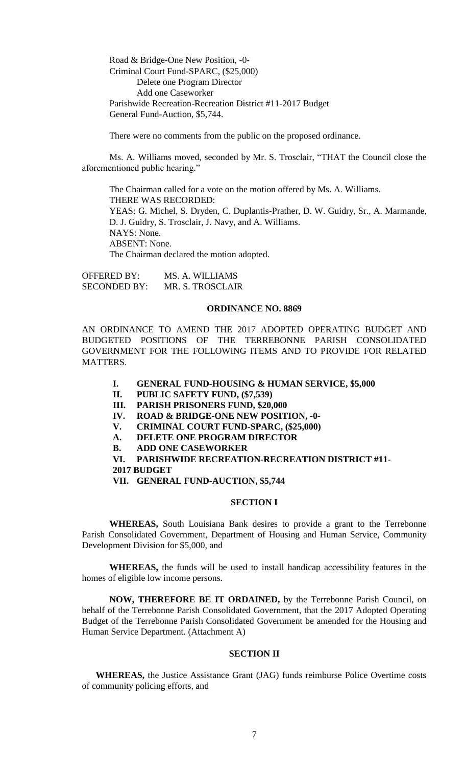Road & Bridge-One New Position, -0-
Criminal Court Fund-SPARC, ($25,000)
Delete one Program Director
Add one Caseworker
Parishwide Recreation-Recreation District #11-2017 Budget
General Fund-Auction, $5,744.

There were no comments from the public on the proposed ordinance.

Ms. A. Williams moved, seconded by Mr. S. Trosclair, "THAT the Council close the aforementioned public hearing."

The Chairman called for a vote on the motion offered by Ms. A. Williams.
THERE WAS RECORDED:
YEAS: G. Michel, S. Dryden, C. Duplantis-Prather, D. W. Guidry, Sr., A. Marmande, D. J. Guidry, S. Trosclair, J. Navy, and A. Williams.
NAYS: None.
ABSENT: None.
The Chairman declared the motion adopted.

OFFERED BY: MS. A. WILLIAMS
SECONDED BY: MR. S. TROSCLAIR

**ORDINANCE NO. 8869**

AN ORDINANCE TO AMEND THE 2017 ADOPTED OPERATING BUDGET AND BUDGETED POSITIONS OF THE TERREBONNE PARISH CONSOLIDATED GOVERNMENT FOR THE FOLLOWING ITEMS AND TO PROVIDE FOR RELATED MATTERS.

**I. GENERAL FUND-HOUSING & HUMAN SERVICE, $5,000**
**II. PUBLIC SAFETY FUND, ($7,539)**
**III. PARISH PRISONERS FUND, $20,000**
**IV. ROAD & BRIDGE-ONE NEW POSITION, -0-**
**V. CRIMINAL COURT FUND-SPARC, ($25,000)**
**A. DELETE ONE PROGRAM DIRECTOR**
**B. ADD ONE CASEWORKER**
**VI. PARISHWIDE RECREATION-RECREATION DISTRICT #11-2017 BUDGET**
**VII. GENERAL FUND-AUCTION, $5,744**

**SECTION I**

**WHEREAS,** South Louisiana Bank desires to provide a grant to the Terrebonne Parish Consolidated Government, Department of Housing and Human Service, Community Development Division for $5,000, and

**WHEREAS,** the funds will be used to install handicap accessibility features in the homes of eligible low income persons.

**NOW, THEREFORE BE IT ORDAINED,** by the Terrebonne Parish Council, on behalf of the Terrebonne Parish Consolidated Government, that the 2017 Adopted Operating Budget of the Terrebonne Parish Consolidated Government be amended for the Housing and Human Service Department. (Attachment A)

**SECTION II**

**WHEREAS,** the Justice Assistance Grant (JAG) funds reimburse Police Overtime costs of community policing efforts, and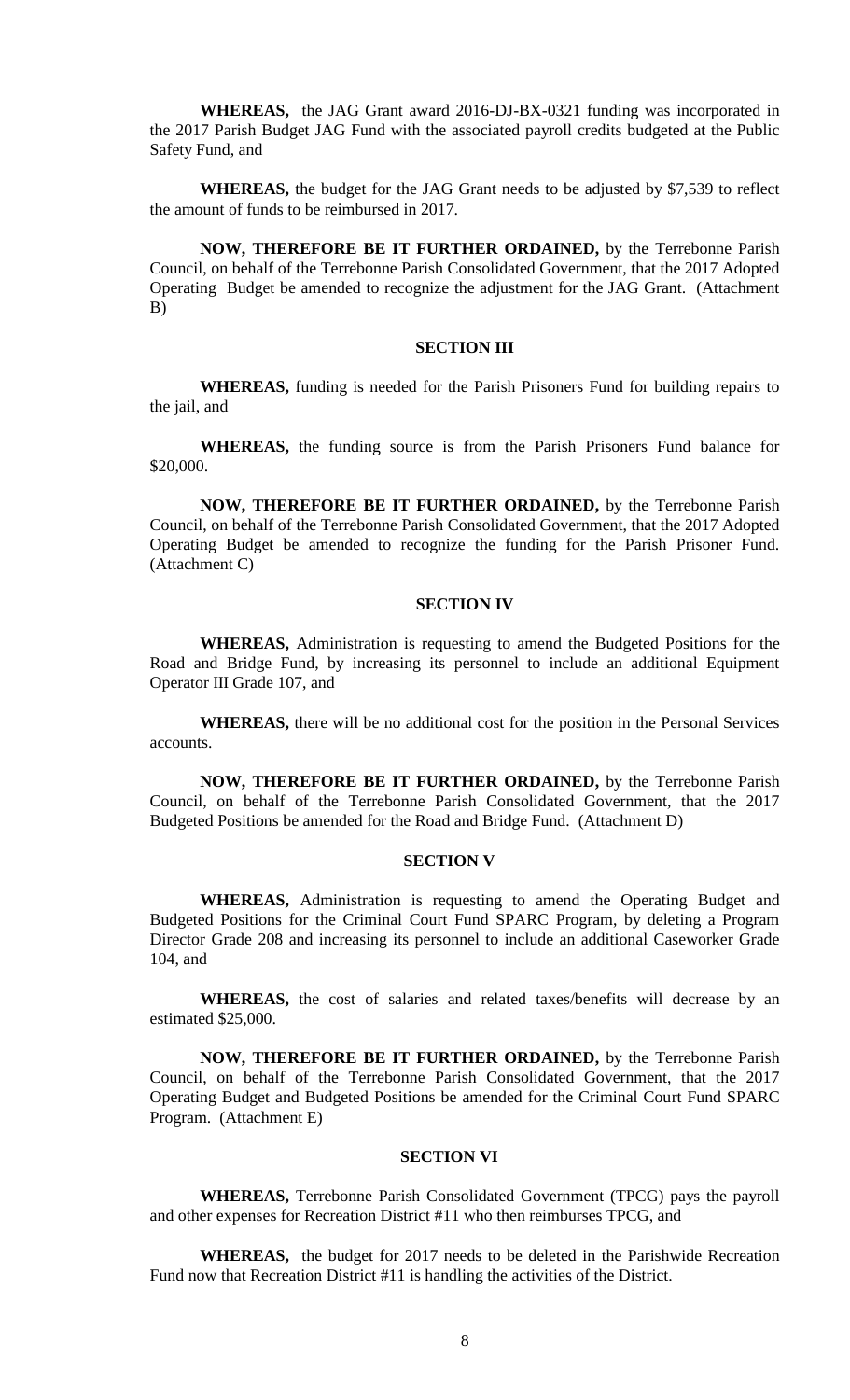**WHEREAS,** the JAG Grant award 2016-DJ-BX-0321 funding was incorporated in the 2017 Parish Budget JAG Fund with the associated payroll credits budgeted at the Public Safety Fund, and

**WHEREAS,** the budget for the JAG Grant needs to be adjusted by $7,539 to reflect the amount of funds to be reimbursed in 2017.

**NOW, THEREFORE BE IT FURTHER ORDAINED,** by the Terrebonne Parish Council, on behalf of the Terrebonne Parish Consolidated Government, that the 2017 Adopted Operating Budget be amended to recognize the adjustment for the JAG Grant. (Attachment B)

**SECTION III**

**WHEREAS,** funding is needed for the Parish Prisoners Fund for building repairs to the jail, and

**WHEREAS,** the funding source is from the Parish Prisoners Fund balance for $20,000.

**NOW, THEREFORE BE IT FURTHER ORDAINED,** by the Terrebonne Parish Council, on behalf of the Terrebonne Parish Consolidated Government, that the 2017 Adopted Operating Budget be amended to recognize the funding for the Parish Prisoner Fund. (Attachment C)

**SECTION IV**

**WHEREAS,** Administration is requesting to amend the Budgeted Positions for the Road and Bridge Fund, by increasing its personnel to include an additional Equipment Operator III Grade 107, and

**WHEREAS,** there will be no additional cost for the position in the Personal Services accounts.

**NOW, THEREFORE BE IT FURTHER ORDAINED,** by the Terrebonne Parish Council, on behalf of the Terrebonne Parish Consolidated Government, that the 2017 Budgeted Positions be amended for the Road and Bridge Fund. (Attachment D)

**SECTION V**

**WHEREAS,** Administration is requesting to amend the Operating Budget and Budgeted Positions for the Criminal Court Fund SPARC Program, by deleting a Program Director Grade 208 and increasing its personnel to include an additional Caseworker Grade 104, and

**WHEREAS,** the cost of salaries and related taxes/benefits will decrease by an estimated $25,000.

**NOW, THEREFORE BE IT FURTHER ORDAINED,** by the Terrebonne Parish Council, on behalf of the Terrebonne Parish Consolidated Government, that the 2017 Operating Budget and Budgeted Positions be amended for the Criminal Court Fund SPARC Program. (Attachment E)

**SECTION VI**

**WHEREAS,** Terrebonne Parish Consolidated Government (TPCG) pays the payroll and other expenses for Recreation District #11 who then reimburses TPCG, and

**WHEREAS,** the budget for 2017 needs to be deleted in the Parishwide Recreation Fund now that Recreation District #11 is handling the activities of the District.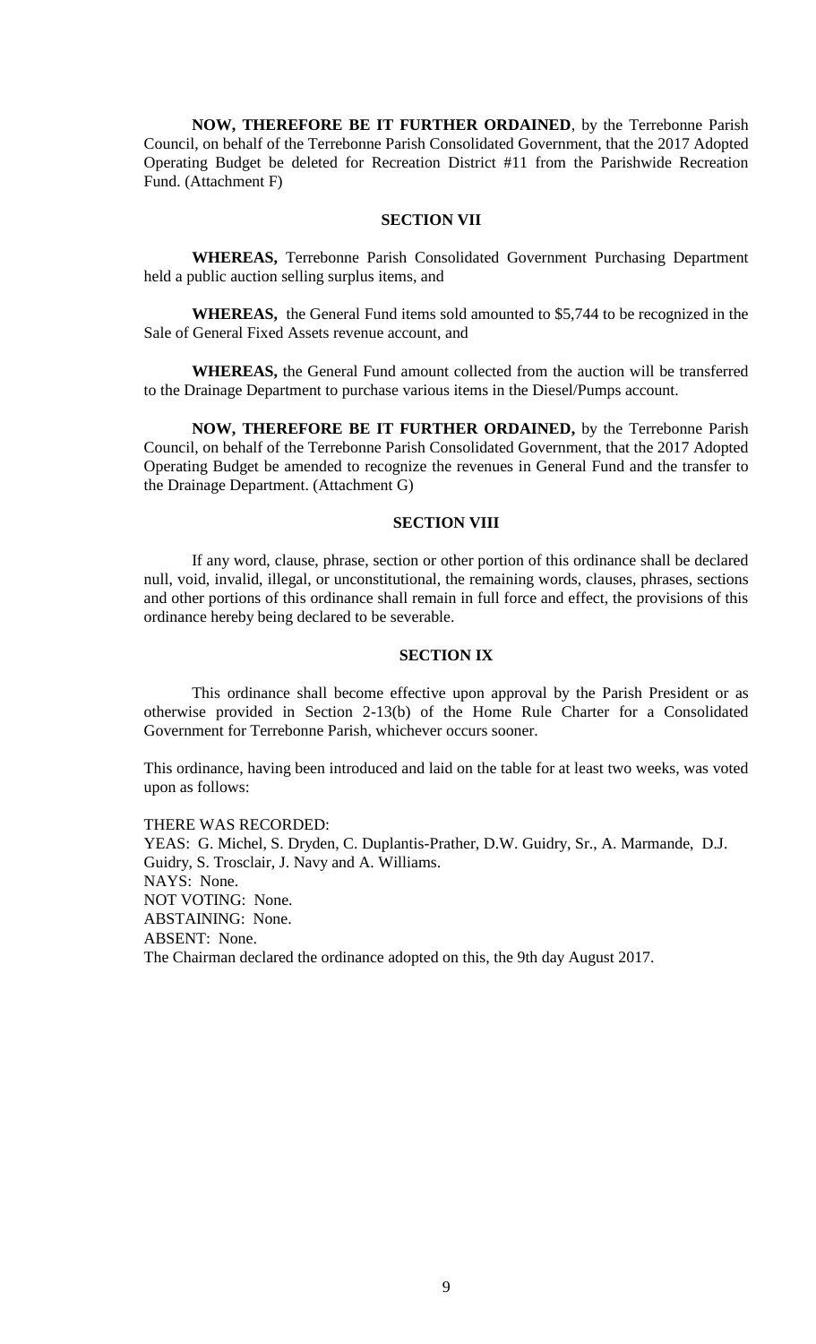**NOW, THEREFORE BE IT FURTHER ORDAINED**, by the Terrebonne Parish Council, on behalf of the Terrebonne Parish Consolidated Government, that the 2017 Adopted Operating Budget be deleted for Recreation District #11 from the Parishwide Recreation Fund. (Attachment F)

### SECTION VII

**WHEREAS,** Terrebonne Parish Consolidated Government Purchasing Department held a public auction selling surplus items, and

**WHEREAS,** the General Fund items sold amounted to $5,744 to be recognized in the Sale of General Fixed Assets revenue account, and

**WHEREAS,** the General Fund amount collected from the auction will be transferred to the Drainage Department to purchase various items in the Diesel/Pumps account.

**NOW, THEREFORE BE IT FURTHER ORDAINED,** by the Terrebonne Parish Council, on behalf of the Terrebonne Parish Consolidated Government, that the 2017 Adopted Operating Budget be amended to recognize the revenues in General Fund and the transfer to the Drainage Department. (Attachment G)

### SECTION VIII

If any word, clause, phrase, section or other portion of this ordinance shall be declared null, void, invalid, illegal, or unconstitutional, the remaining words, clauses, phrases, sections and other portions of this ordinance shall remain in full force and effect, the provisions of this ordinance hereby being declared to be severable.

### SECTION IX

This ordinance shall become effective upon approval by the Parish President or as otherwise provided in Section 2-13(b) of the Home Rule Charter for a Consolidated Government for Terrebonne Parish, whichever occurs sooner.

This ordinance, having been introduced and laid on the table for at least two weeks, was voted upon as follows:

THERE WAS RECORDED:
YEAS: G. Michel, S. Dryden, C. Duplantis-Prather, D.W. Guidry, Sr., A. Marmande, D.J. Guidry, S. Trosclair, J. Navy and A. Williams.
NAYS: None.
NOT VOTING: None.
ABSTAINING: None.
ABSENT: None.
The Chairman declared the ordinance adopted on this, the 9th day August 2017.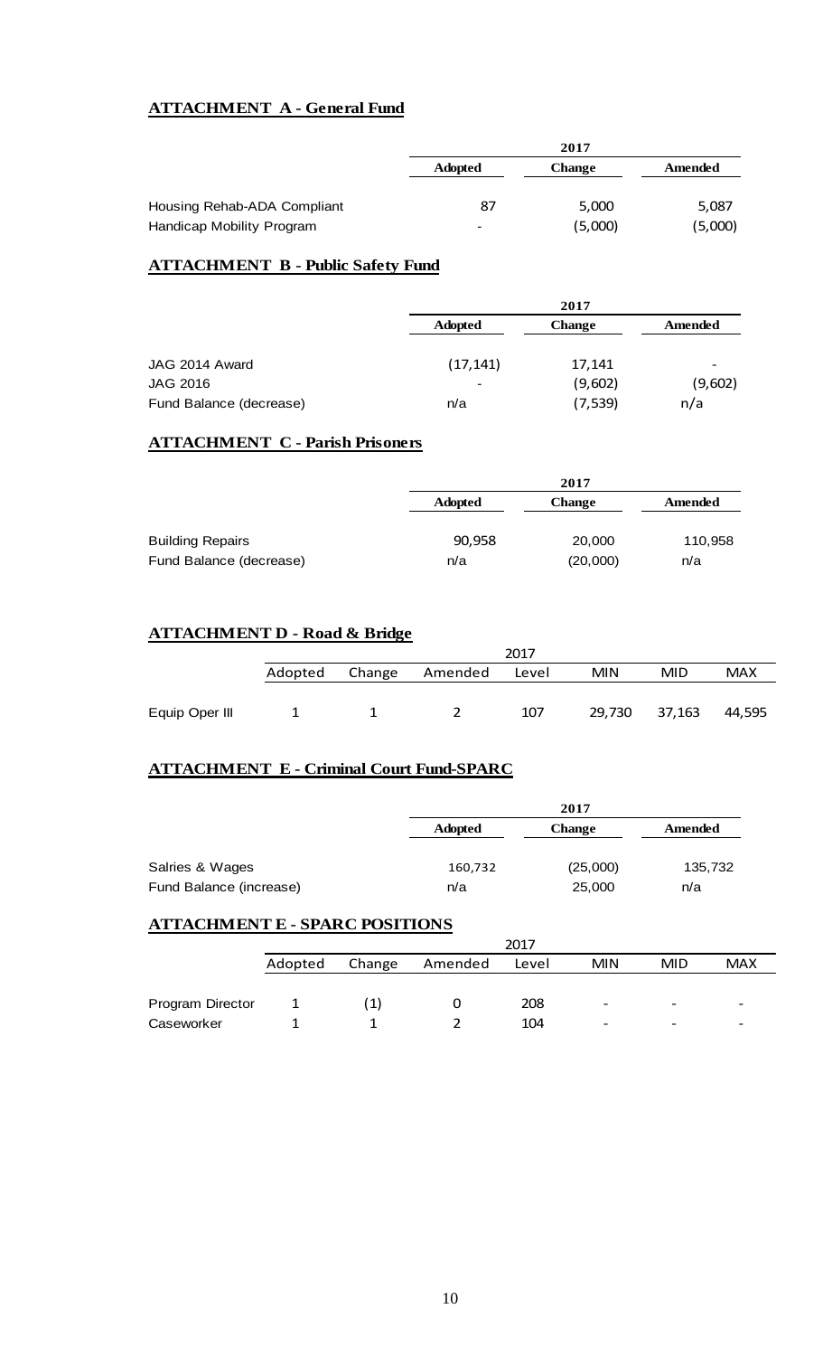**ATTACHMENT A - General Fund**

| | 2017 | | |
|---|---|---|---|
| | Adopted | Change | Amended |
| Housing Rehab-ADA Compliant | 87 | 5,000 | 5,087 |
| Handicap Mobility Program | - | (5,000) | (5,000) |

**ATTACHMENT B - Public Safety Fund**

| | 2017 | | |
|---|---|---|---|
| | Adopted | Change | Amended |
| JAG 2014 Award | (17,141) | 17,141 | - |
| JAG 2016 | - | (9,602) | (9,602) |
| Fund Balance (decrease) | n/a | (7,539) | n/a |

**ATTACHMENT C - Parish Prisoners**

| | 2017 | | |
|---|---|---|---|
| | Adopted | Change | Amended |
| Building Repairs | 90,958 | 20,000 | 110,958 |
| Fund Balance (decrease) | n/a | (20,000) | n/a |

**ATTACHMENT D - Road & Bridge**

| | 2017 | | | | | | |
|---|---|---|---|---|---|---|---|
| | Adopted | Change | Amended | Level | MIN | MID | MAX |
| Equip Oper III | 1 | 1 | 2 | 107 | 29,730 | 37,163 | 44,595 |

**ATTACHMENT E - Criminal Court Fund-SPARC**

| | 2017 | | |
|---|---|---|---|
| | Adopted | Change | Amended |
| Salries & Wages | 160,732 | (25,000) | 135,732 |
| Fund Balance (increase) | n/a | 25,000 | n/a |

**ATTACHMENT E - SPARC POSITIONS**

| | 2017 | | | | | | |
|---|---|---|---|---|---|---|---|
| | Adopted | Change | Amended | Level | MIN | MID | MAX |
| Program Director | 1 | (1) | 0 | 208 | - | - | - |
| Caseworker | 1 | 1 | 2 | 104 | - | - | - |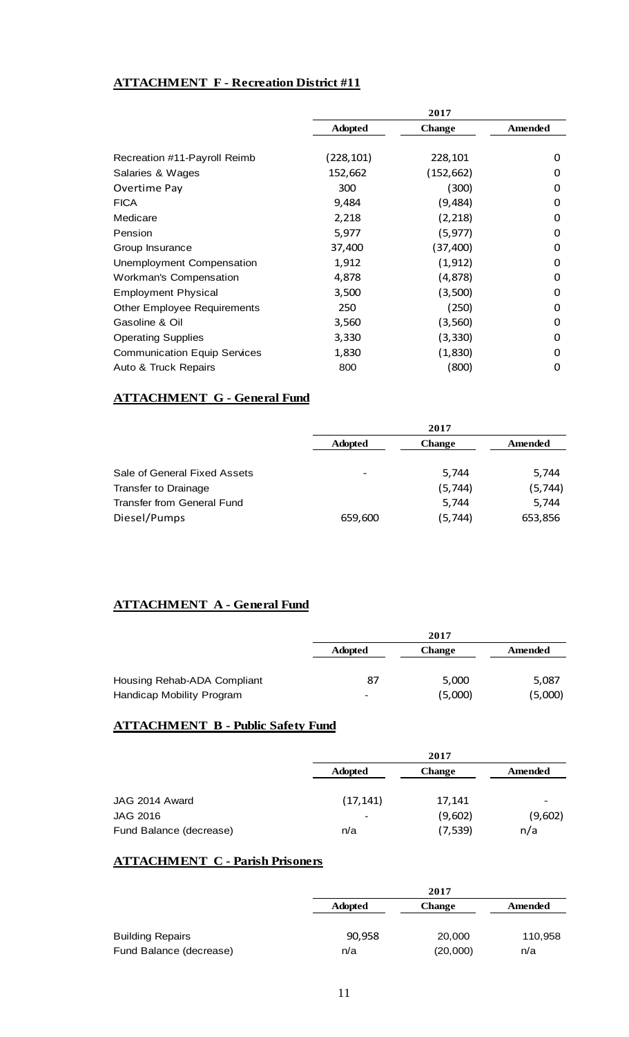**ATTACHMENT F - Recreation District #11**

| | 2017 | | |
|---|---|---|---|
| | Adopted | Change | Amended |
| Recreation #11-Payroll Reimb | (228,101) | 228,101 | 0 |
| Salaries & Wages | 152,662 | (152,662) | 0 |
| Overtime Pay | 300 | (300) | 0 |
| FICA | 9,484 | (9,484) | 0 |
| Medicare | 2,218 | (2,218) | 0 |
| Pension | 5,977 | (5,977) | 0 |
| Group Insurance | 37,400 | (37,400) | 0 |
| Unemployment Compensation | 1,912 | (1,912) | 0 |
| Workman's Compensation | 4,878 | (4,878) | 0 |
| Employment Physical | 3,500 | (3,500) | 0 |
| Other Employee Requirements | 250 | (250) | 0 |
| Gasoline & Oil | 3,560 | (3,560) | 0 |
| Operating Supplies | 3,330 | (3,330) | 0 |
| Communication Equip Services | 1,830 | (1,830) | 0 |
| Auto & Truck Repairs | 800 | (800) | 0 |

**ATTACHMENT G - General Fund**

| | 2017 | | |
|---|---|---|---|
| | Adopted | Change | Amended |
| Sale of General Fixed Assets | - | 5,744 | 5,744 |
| Transfer to Drainage | | (5,744) | (5,744) |
| Transfer from General Fund | | 5,744 | 5,744 |
| Diesel/Pumps | 659,600 | (5,744) | 653,856 |

**ATTACHMENT A - General Fund**

| | 2017 | | |
|---|---|---|---|
| | Adopted | Change | Amended |
| Housing Rehab-ADA Compliant | 87 | 5,000 | 5,087 |
| Handicap Mobility Program | - | (5,000) | (5,000) |

**ATTACHMENT B - Public Safety Fund**

| | 2017 | | |
|---|---|---|---|
| | Adopted | Change | Amended |
| JAG 2014 Award | (17,141) | 17,141 | - |
| JAG 2016 | - | (9,602) | (9,602) |
| Fund Balance (decrease) | n/a | (7,539) | n/a |

**ATTACHMENT C - Parish Prisoners**

| | 2017 | | |
|---|---|---|---|
| | Adopted | Change | Amended |
| Building Repairs | 90,958 | 20,000 | 110,958 |
| Fund Balance (decrease) | n/a | (20,000) | n/a |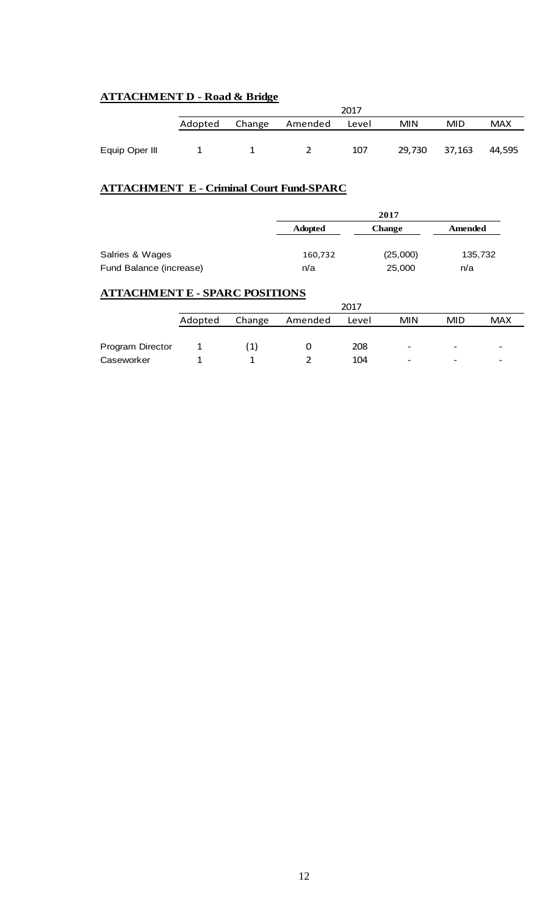**ATTACHMENT D - Road & Bridge**

| | 2017 | | | | | | |
|---|---|---|---|---|---|---|---|
| | Adopted | Change | Amended | Level | MIN | MID | MAX |
| Equip Oper III | 1 | 1 | 2 | 107 | 29,730 | 37,163 | 44,595 |

**ATTACHMENT E - Criminal Court Fund-SPARC**

| | 2017 | | |
|---|---|---|---|
| | **Adopted** | **Change** | **Amended** |
| Salries & Wages | 160,732 | (25,000) | 135,732 |
| Fund Balance (increase) | n/a | 25,000 | n/a |

**ATTACHMENT E - SPARC POSITIONS**

| | 2017 | | | | | | |
|---|---|---|---|---|---|---|---|
| | Adopted | Change | Amended | Level | MIN | MID | MAX |
| Program Director | 1 | (1) | 0 | 208 | - | - | - |
| Caseworker | 1 | 1 | 2 | 104 | - | - | - |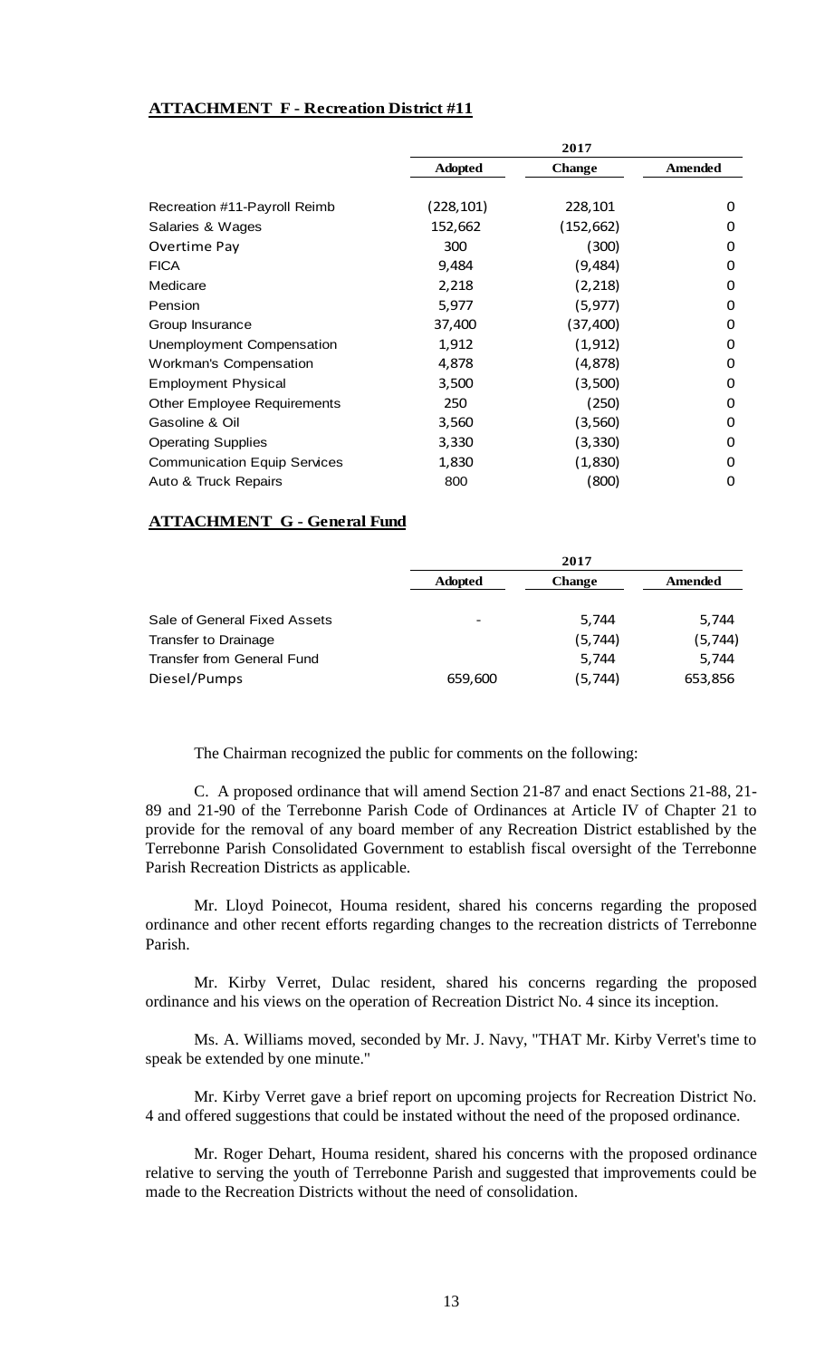**ATTACHMENT F - Recreation District #11**

| | 2017 | | |
|---|---|---|---|
| | **Adopted** | **Change** | **Amended** |
| Recreation #11-Payroll Reimb | (228,101) | 228,101 | 0 |
| Salaries & Wages | 152,662 | (152,662) | 0 |
| Overtime Pay | 300 | (300) | 0 |
| FICA | 9,484 | (9,484) | 0 |
| Medicare | 2,218 | (2,218) | 0 |
| Pension | 5,977 | (5,977) | 0 |
| Group Insurance | 37,400 | (37,400) | 0 |
| Unemployment Compensation | 1,912 | (1,912) | 0 |
| Workman's Compensation | 4,878 | (4,878) | 0 |
| Employment Physical | 3,500 | (3,500) | 0 |
| Other Employee Requirements | 250 | (250) | 0 |
| Gasoline & Oil | 3,560 | (3,560) | 0 |
| Operating Supplies | 3,330 | (3,330) | 0 |
| Communication Equip Services | 1,830 | (1,830) | 0 |
| Auto & Truck Repairs | 800 | (800) | 0 |

**ATTACHMENT G - General Fund**

| | 2017 | | |
|---|---|---|---|
| | **Adopted** | **Change** | **Amended** |
| Sale of General Fixed Assets | - | 5,744 | 5,744 |
| Transfer to Drainage | | (5,744) | (5,744) |
| Transfer from General Fund | | 5,744 | 5,744 |
| Diesel/Pumps | 659,600 | (5,744) | 653,856 |

The Chairman recognized the public for comments on the following:

C. A proposed ordinance that will amend Section 21-87 and enact Sections 21-88, 21-89 and 21-90 of the Terrebonne Parish Code of Ordinances at Article IV of Chapter 21 to provide for the removal of any board member of any Recreation District established by the Terrebonne Parish Consolidated Government to establish fiscal oversight of the Terrebonne Parish Recreation Districts as applicable.

Mr. Lloyd Poinecot, Houma resident, shared his concerns regarding the proposed ordinance and other recent efforts regarding changes to the recreation districts of Terrebonne Parish.

Mr. Kirby Verret, Dulac resident, shared his concerns regarding the proposed ordinance and his views on the operation of Recreation District No. 4 since its inception.

Ms. A. Williams moved, seconded by Mr. J. Navy, "THAT Mr. Kirby Verret's time to speak be extended by one minute."

Mr. Kirby Verret gave a brief report on upcoming projects for Recreation District No. 4 and offered suggestions that could be instated without the need of the proposed ordinance.

Mr. Roger Dehart, Houma resident, shared his concerns with the proposed ordinance relative to serving the youth of Terrebonne Parish and suggested that improvements could be made to the Recreation Districts without the need of consolidation.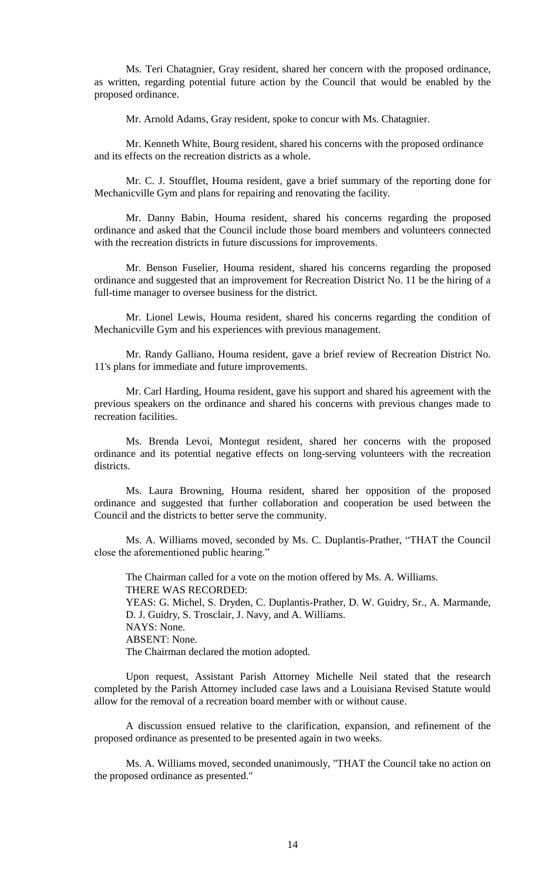Ms. Teri Chatagnier, Gray resident, shared her concern with the proposed ordinance, as written, regarding potential future action by the Council that would be enabled by the proposed ordinance.

Mr. Arnold Adams, Gray resident, spoke to concur with Ms. Chatagnier.

Mr. Kenneth White, Bourg resident, shared his concerns with the proposed ordinance and its effects on the recreation districts as a whole.

Mr. C. J. Stoufflet, Houma resident, gave a brief summary of the reporting done for Mechanicville Gym and plans for repairing and renovating the facility.

Mr. Danny Babin, Houma resident, shared his concerns regarding the proposed ordinance and asked that the Council include those board members and volunteers connected with the recreation districts in future discussions for improvements.

Mr. Benson Fuselier, Houma resident, shared his concerns regarding the proposed ordinance and suggested that an improvement for Recreation District No. 11 be the hiring of a full-time manager to oversee business for the district.

Mr. Lionel Lewis, Houma resident, shared his concerns regarding the condition of Mechanicville Gym and his experiences with previous management.

Mr. Randy Galliano, Houma resident, gave a brief review of Recreation District No. 11's plans for immediate and future improvements.

Mr. Carl Harding, Houma resident, gave his support and shared his agreement with the previous speakers on the ordinance and shared his concerns with previous changes made to recreation facilities.

Ms. Brenda Levoi, Montegut resident, shared her concerns with the proposed ordinance and its potential negative effects on long-serving volunteers with the recreation districts.

Ms. Laura Browning, Houma resident, shared her opposition of the proposed ordinance and suggested that further collaboration and cooperation be used between the Council and the districts to better serve the community.

Ms. A. Williams moved, seconded by Ms. C. Duplantis-Prather, "THAT the Council close the aforementioned public hearing."

The Chairman called for a vote on the motion offered by Ms. A. Williams.
THERE WAS RECORDED:
YEAS: G. Michel, S. Dryden, C. Duplantis-Prather, D. W. Guidry, Sr., A. Marmande, D. J. Guidry, S. Trosclair, J. Navy, and A. Williams.
NAYS: None.
ABSENT: None.
The Chairman declared the motion adopted.

Upon request, Assistant Parish Attorney Michelle Neil stated that the research completed by the Parish Attorney included case laws and a Louisiana Revised Statute would allow for the removal of a recreation board member with or without cause.

A discussion ensued relative to the clarification, expansion, and refinement of the proposed ordinance as presented to be presented again in two weeks.

Ms. A. Williams moved, seconded unanimously, "THAT the Council take no action on the proposed ordinance as presented."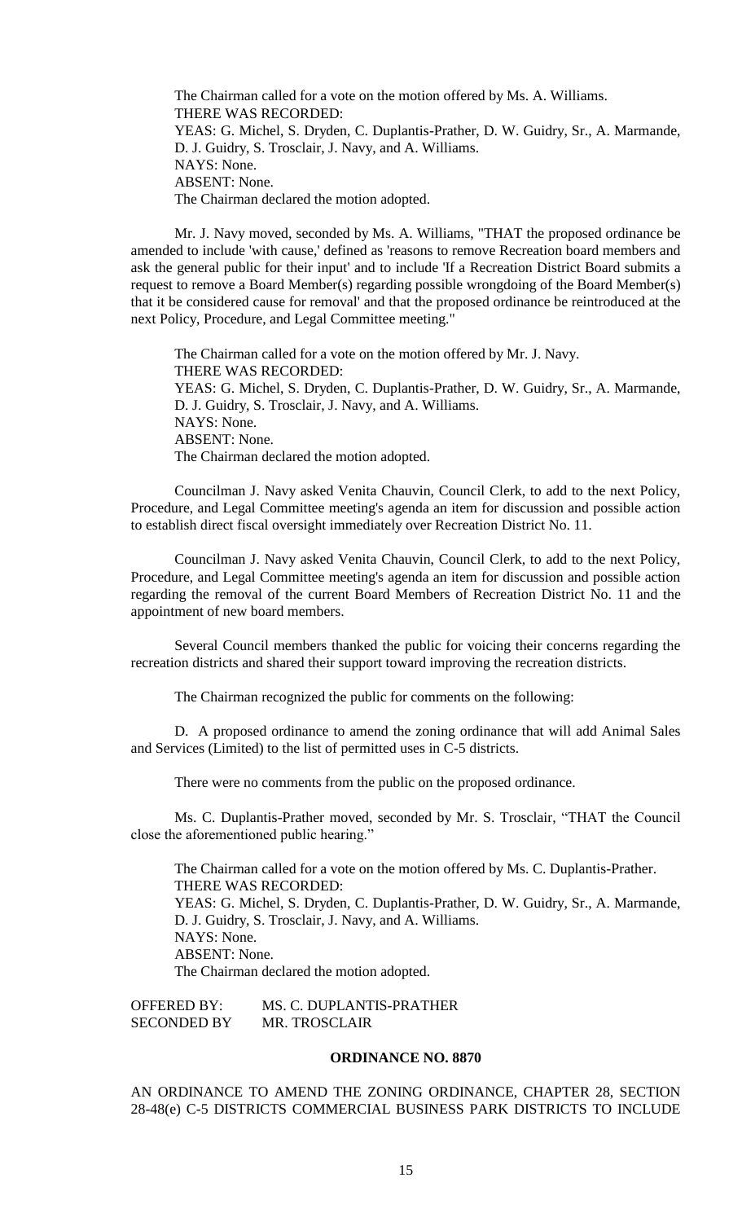The Chairman called for a vote on the motion offered by Ms. A. Williams.
THERE WAS RECORDED:
YEAS: G. Michel, S. Dryden, C. Duplantis-Prather, D. W. Guidry, Sr., A. Marmande, D. J. Guidry, S. Trosclair, J. Navy, and A. Williams.
NAYS: None.
ABSENT: None.
The Chairman declared the motion adopted.

Mr. J. Navy moved, seconded by Ms. A. Williams, "THAT the proposed ordinance be amended to include 'with cause,' defined as 'reasons to remove Recreation board members and ask the general public for their input' and to include 'If a Recreation District Board submits a request to remove a Board Member(s) regarding possible wrongdoing of the Board Member(s) that it be considered cause for removal' and that the proposed ordinance be reintroduced at the next Policy, Procedure, and Legal Committee meeting."

The Chairman called for a vote on the motion offered by Mr. J. Navy.
THERE WAS RECORDED:
YEAS: G. Michel, S. Dryden, C. Duplantis-Prather, D. W. Guidry, Sr., A. Marmande, D. J. Guidry, S. Trosclair, J. Navy, and A. Williams.
NAYS: None.
ABSENT: None.
The Chairman declared the motion adopted.

Councilman J. Navy asked Venita Chauvin, Council Clerk, to add to the next Policy, Procedure, and Legal Committee meeting's agenda an item for discussion and possible action to establish direct fiscal oversight immediately over Recreation District No. 11.

Councilman J. Navy asked Venita Chauvin, Council Clerk, to add to the next Policy, Procedure, and Legal Committee meeting's agenda an item for discussion and possible action regarding the removal of the current Board Members of Recreation District No. 11 and the appointment of new board members.

Several Council members thanked the public for voicing their concerns regarding the recreation districts and shared their support toward improving the recreation districts.

The Chairman recognized the public for comments on the following:

D. A proposed ordinance to amend the zoning ordinance that will add Animal Sales and Services (Limited) to the list of permitted uses in C-5 districts.

There were no comments from the public on the proposed ordinance.

Ms. C. Duplantis-Prather moved, seconded by Mr. S. Trosclair, "THAT the Council close the aforementioned public hearing."

The Chairman called for a vote on the motion offered by Ms. C. Duplantis-Prather.
THERE WAS RECORDED:
YEAS: G. Michel, S. Dryden, C. Duplantis-Prather, D. W. Guidry, Sr., A. Marmande, D. J. Guidry, S. Trosclair, J. Navy, and A. Williams.
NAYS: None.
ABSENT: None.
The Chairman declared the motion adopted.

OFFERED BY: MS. C. DUPLANTIS-PRATHER
SECONDED BY MR. TROSCLAIR

**ORDINANCE NO. 8870**

AN ORDINANCE TO AMEND THE ZONING ORDINANCE, CHAPTER 28, SECTION 28-48(e) C-5 DISTRICTS COMMERCIAL BUSINESS PARK DISTRICTS TO INCLUDE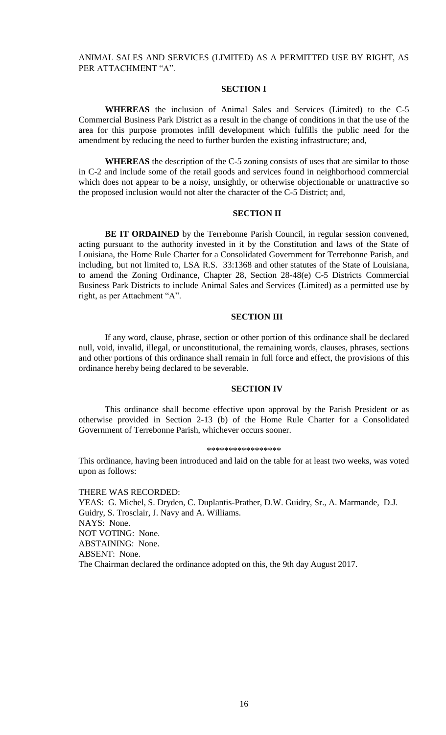ANIMAL SALES AND SERVICES (LIMITED) AS A PERMITTED USE BY RIGHT, AS PER ATTACHMENT "A".

**SECTION I**

**WHEREAS** the inclusion of Animal Sales and Services (Limited) to the C-5 Commercial Business Park District as a result in the change of conditions in that the use of the area for this purpose promotes infill development which fulfills the public need for the amendment by reducing the need to further burden the existing infrastructure; and,

**WHEREAS** the description of the C-5 zoning consists of uses that are similar to those in C-2 and include some of the retail goods and services found in neighborhood commercial which does not appear to be a noisy, unsightly, or otherwise objectionable or unattractive so the proposed inclusion would not alter the character of the C-5 District; and,

**SECTION II**

**BE IT ORDAINED** by the Terrebonne Parish Council, in regular session convened, acting pursuant to the authority invested in it by the Constitution and laws of the State of Louisiana, the Home Rule Charter for a Consolidated Government for Terrebonne Parish, and including, but not limited to, LSA R.S. 33:1368 and other statutes of the State of Louisiana, to amend the Zoning Ordinance, Chapter 28, Section 28-48(e) C-5 Districts Commercial Business Park Districts to include Animal Sales and Services (Limited) as a permitted use by right, as per Attachment "A".

**SECTION III**

If any word, clause, phrase, section or other portion of this ordinance shall be declared null, void, invalid, illegal, or unconstitutional, the remaining words, clauses, phrases, sections and other portions of this ordinance shall remain in full force and effect, the provisions of this ordinance hereby being declared to be severable.

**SECTION IV**

This ordinance shall become effective upon approval by the Parish President or as otherwise provided in Section 2-13 (b) of the Home Rule Charter for a Consolidated Government of Terrebonne Parish, whichever occurs sooner.

\*\*\*\*\*\*\*\*\*\*\*\*\*\*\*\*\*

This ordinance, having been introduced and laid on the table for at least two weeks, was voted upon as follows:

THERE WAS RECORDED:
YEAS: G. Michel, S. Dryden, C. Duplantis-Prather, D.W. Guidry, Sr., A. Marmande, D.J. Guidry, S. Trosclair, J. Navy and A. Williams.
NAYS: None.
NOT VOTING: None.
ABSTAINING: None.
ABSENT: None.
The Chairman declared the ordinance adopted on this, the 9th day August 2017.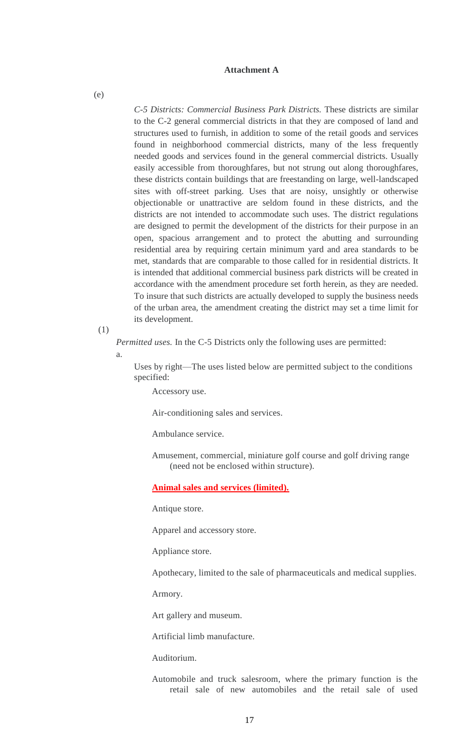**Attachment A**

(e)

*C-5 Districts: Commercial Business Park Districts.* These districts are similar to the C-2 general commercial districts in that they are composed of land and structures used to furnish, in addition to some of the retail goods and services found in neighborhood commercial districts, many of the less frequently needed goods and services found in the general commercial districts. Usually easily accessible from thoroughfares, but not strung out along thoroughfares, these districts contain buildings that are freestanding on large, well-landscaped sites with off-street parking. Uses that are noisy, unsightly or otherwise objectionable or unattractive are seldom found in these districts, and the districts are not intended to accommodate such uses. The district regulations are designed to permit the development of the districts for their purpose in an open, spacious arrangement and to protect the abutting and surrounding residential area by requiring certain minimum yard and area standards to be met, standards that are comparable to those called for in residential districts. It is intended that additional commercial business park districts will be created in accordance with the amendment procedure set forth herein, as they are needed. To insure that such districts are actually developed to supply the business needs of the urban area, the amendment creating the district may set a time limit for its development.

(1)

*Permitted uses.* In the C-5 Districts only the following uses are permitted:

a.

Uses by right—The uses listed below are permitted subject to the conditions specified:

Accessory use.

Air-conditioning sales and services.

Ambulance service.

Amusement, commercial, miniature golf course and golf driving range (need not be enclosed within structure).

**Animal sales and services (limited).**

Antique store.

Apparel and accessory store.

Appliance store.

Apothecary, limited to the sale of pharmaceuticals and medical supplies.

Armory.

Art gallery and museum.

Artificial limb manufacture.

Auditorium.

Automobile and truck salesroom, where the primary function is the retail sale of new automobiles and the retail sale of used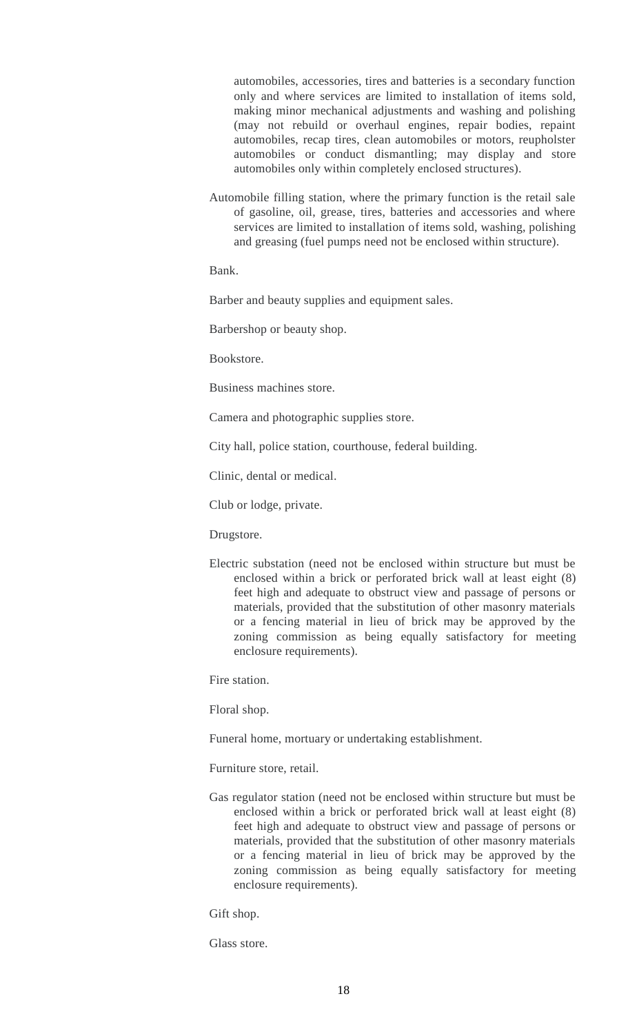automobiles, accessories, tires and batteries is a secondary function only and where services are limited to installation of items sold, making minor mechanical adjustments and washing and polishing (may not rebuild or overhaul engines, repair bodies, repaint automobiles, recap tires, clean automobiles or motors, reupholster automobiles or conduct dismantling; may display and store automobiles only within completely enclosed structures).

Automobile filling station, where the primary function is the retail sale of gasoline, oil, grease, tires, batteries and accessories and where services are limited to installation of items sold, washing, polishing and greasing (fuel pumps need not be enclosed within structure).

Bank.

Barber and beauty supplies and equipment sales.

Barbershop or beauty shop.

Bookstore.

Business machines store.

Camera and photographic supplies store.

City hall, police station, courthouse, federal building.

Clinic, dental or medical.

Club or lodge, private.

Drugstore.

Electric substation (need not be enclosed within structure but must be enclosed within a brick or perforated brick wall at least eight (8) feet high and adequate to obstruct view and passage of persons or materials, provided that the substitution of other masonry materials or a fencing material in lieu of brick may be approved by the zoning commission as being equally satisfactory for meeting enclosure requirements).

Fire station.

Floral shop.

Funeral home, mortuary or undertaking establishment.

Furniture store, retail.

Gas regulator station (need not be enclosed within structure but must be enclosed within a brick or perforated brick wall at least eight (8) feet high and adequate to obstruct view and passage of persons or materials, provided that the substitution of other masonry materials or a fencing material in lieu of brick may be approved by the zoning commission as being equally satisfactory for meeting enclosure requirements).

Gift shop.

Glass store.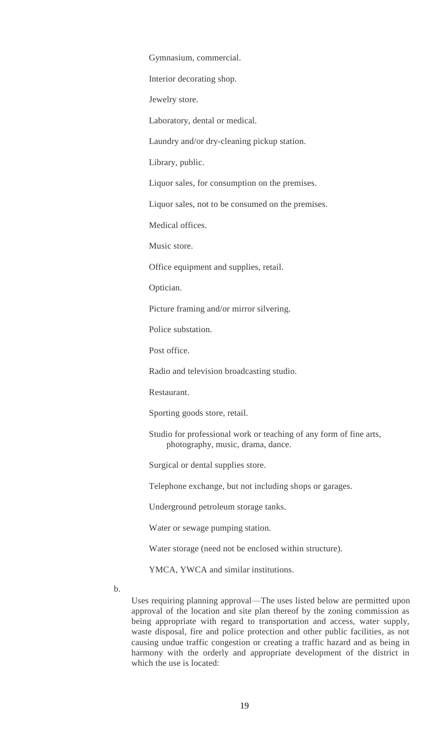Gymnasium, commercial.

Interior decorating shop.

Jewelry store.

Laboratory, dental or medical.

Laundry and/or dry-cleaning pickup station.

Library, public.

Liquor sales, for consumption on the premises.

Liquor sales, not to be consumed on the premises.

Medical offices.

Music store.

Office equipment and supplies, retail.

Optician.

Picture framing and/or mirror silvering.

Police substation.

Post office.

Radio and television broadcasting studio.

Restaurant.

Sporting goods store, retail.

Studio for professional work or teaching of any form of fine arts, photography, music, drama, dance.

Surgical or dental supplies store.

Telephone exchange, but not including shops or garages.

Underground petroleum storage tanks.

Water or sewage pumping station.

Water storage (need not be enclosed within structure).

YMCA, YWCA and similar institutions.

b.

Uses requiring planning approval—The uses listed below are permitted upon approval of the location and site plan thereof by the zoning commission as being appropriate with regard to transportation and access, water supply, waste disposal, fire and police protection and other public facilities, as not causing undue traffic congestion or creating a traffic hazard and as being in harmony with the orderly and appropriate development of the district in which the use is located: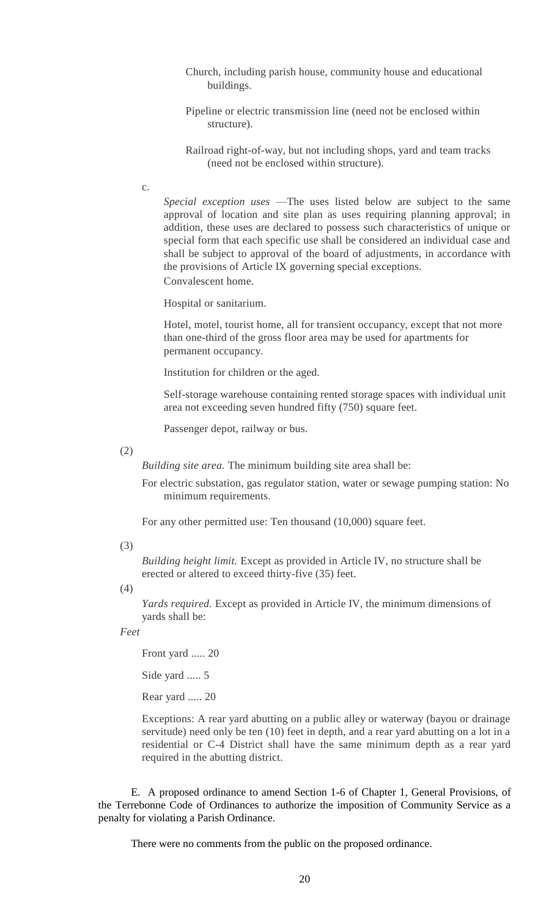Church, including parish house, community house and educational buildings.

Pipeline or electric transmission line (need not be enclosed within structure).

Railroad right-of-way, but not including shops, yard and team tracks (need not be enclosed within structure).

c.

*Special exception uses* —The uses listed below are subject to the same approval of location and site plan as uses requiring planning approval; in addition, these uses are declared to possess such characteristics of unique or special form that each specific use shall be considered an individual case and shall be subject to approval of the board of adjustments, in accordance with the provisions of Article IX governing special exceptions.

Convalescent home.

Hospital or sanitarium.

Hotel, motel, tourist home, all for transient occupancy, except that not more than one-third of the gross floor area may be used for apartments for permanent occupancy.

Institution for children or the aged.

Self-storage warehouse containing rented storage spaces with individual unit area not exceeding seven hundred fifty (750) square feet.

Passenger depot, railway or bus.

(2)

*Building site area.* The minimum building site area shall be:

For electric substation, gas regulator station, water or sewage pumping station: No minimum requirements.

For any other permitted use: Ten thousand (10,000) square feet.

(3)

*Building height limit.* Except as provided in Article IV, no structure shall be erected or altered to exceed thirty-five (35) feet.

(4)

*Yards required.* Except as provided in Article IV, the minimum dimensions of yards shall be:

*Feet*

Front yard ..... 20

Side yard ..... 5

Rear yard ..... 20

Exceptions: A rear yard abutting on a public alley or waterway (bayou or drainage servitude) need only be ten (10) feet in depth, and a rear yard abutting on a lot in a residential or C-4 District shall have the same minimum depth as a rear yard required in the abutting district.

E. A proposed ordinance to amend Section 1-6 of Chapter 1, General Provisions, of the Terrebonne Code of Ordinances to authorize the imposition of Community Service as a penalty for violating a Parish Ordinance.

There were no comments from the public on the proposed ordinance.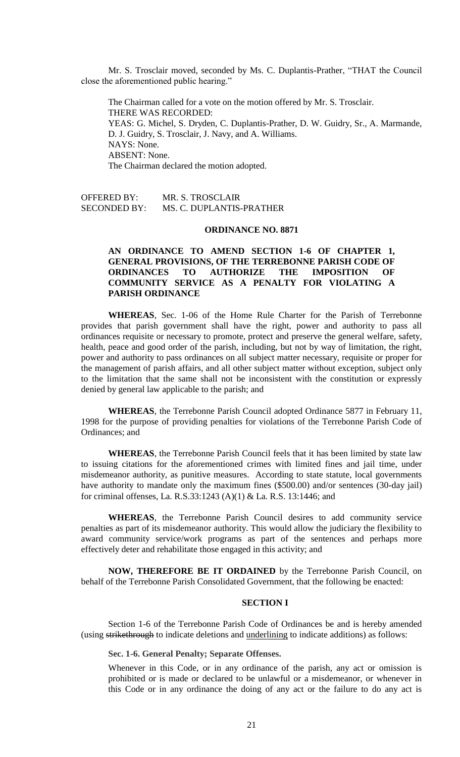Mr. S. Trosclair moved, seconded by Ms. C. Duplantis-Prather, "THAT the Council close the aforementioned public hearing."

The Chairman called for a vote on the motion offered by Mr. S. Trosclair.
THERE WAS RECORDED:
YEAS: G. Michel, S. Dryden, C. Duplantis-Prather, D. W. Guidry, Sr., A. Marmande, D. J. Guidry, S. Trosclair, J. Navy, and A. Williams.
NAYS: None.
ABSENT: None.
The Chairman declared the motion adopted.

OFFERED BY: MR. S. TROSCLAIR
SECONDED BY: MS. C. DUPLANTIS-PRATHER

**ORDINANCE NO. 8871**

**AN ORDINANCE TO AMEND SECTION 1-6 OF CHAPTER 1, GENERAL PROVISIONS, OF THE TERREBONNE PARISH CODE OF ORDINANCES TO AUTHORIZE THE IMPOSITION OF COMMUNITY SERVICE AS A PENALTY FOR VIOLATING A PARISH ORDINANCE**

**WHEREAS**, Sec. 1-06 of the Home Rule Charter for the Parish of Terrebonne provides that parish government shall have the right, power and authority to pass all ordinances requisite or necessary to promote, protect and preserve the general welfare, safety, health, peace and good order of the parish, including, but not by way of limitation, the right, power and authority to pass ordinances on all subject matter necessary, requisite or proper for the management of parish affairs, and all other subject matter without exception, subject only to the limitation that the same shall not be inconsistent with the constitution or expressly denied by general law applicable to the parish; and

**WHEREAS**, the Terrebonne Parish Council adopted Ordinance 5877 in February 11, 1998 for the purpose of providing penalties for violations of the Terrebonne Parish Code of Ordinances; and

**WHEREAS**, the Terrebonne Parish Council feels that it has been limited by state law to issuing citations for the aforementioned crimes with limited fines and jail time, under misdemeanor authority, as punitive measures. According to state statute, local governments have authority to mandate only the maximum fines ($500.00) and/or sentences (30-day jail) for criminal offenses, La. R.S.33:1243 (A)(1) & La. R.S. 13:1446; and

**WHEREAS**, the Terrebonne Parish Council desires to add community service penalties as part of its misdemeanor authority. This would allow the judiciary the flexibility to award community service/work programs as part of the sentences and perhaps more effectively deter and rehabilitate those engaged in this activity; and

**NOW, THEREFORE BE IT ORDAINED** by the Terrebonne Parish Council, on behalf of the Terrebonne Parish Consolidated Government, that the following be enacted:

**SECTION I**

Section 1-6 of the Terrebonne Parish Code of Ordinances be and is hereby amended (using ~~strikethrough~~ to indicate deletions and <u>underlining</u> to indicate additions) as follows:

**Sec. 1-6. General Penalty; Separate Offenses.**

Whenever in this Code, or in any ordinance of the parish, any act or omission is prohibited or is made or declared to be unlawful or a misdemeanor, or whenever in this Code or in any ordinance the doing of any act or the failure to do any act is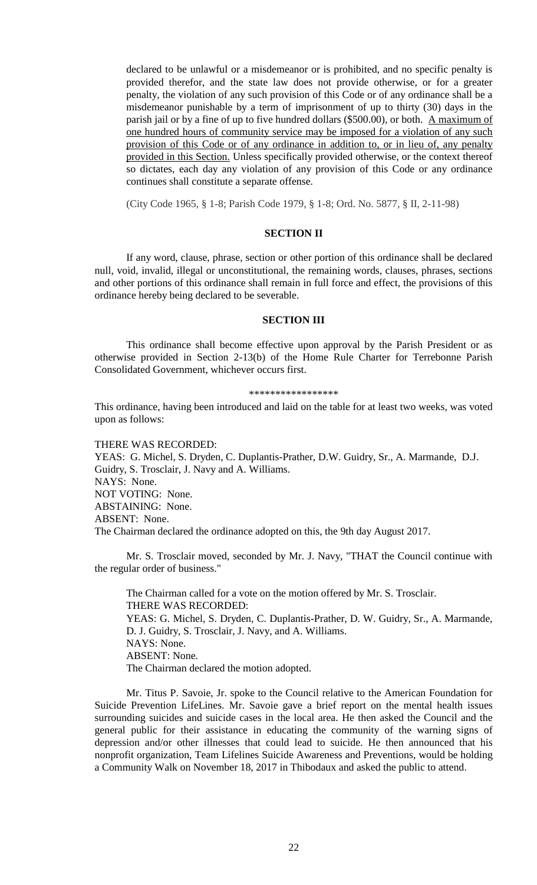declared to be unlawful or a misdemeanor or is prohibited, and no specific penalty is provided therefor, and the state law does not provide otherwise, or for a greater penalty, the violation of any such provision of this Code or of any ordinance shall be a misdemeanor punishable by a term of imprisonment of up to thirty (30) days in the parish jail or by a fine of up to five hundred dollars ($500.00), or both. <u>A maximum of one hundred hours of community service may be imposed for a violation of any such provision of this Code or of any ordinance in addition to, or in lieu of, any penalty provided in this Section.</u> Unless specifically provided otherwise, or the context thereof so dictates, each day any violation of any provision of this Code or any ordinance continues shall constitute a separate offense.

(City Code 1965, § 1-8; Parish Code 1979, § 1-8; Ord. No. 5877, § II, 2-11-98)

**SECTION II**

If any word, clause, phrase, section or other portion of this ordinance shall be declared null, void, invalid, illegal or unconstitutional, the remaining words, clauses, phrases, sections and other portions of this ordinance shall remain in full force and effect, the provisions of this ordinance hereby being declared to be severable.

**SECTION III**

This ordinance shall become effective upon approval by the Parish President or as otherwise provided in Section 2-13(b) of the Home Rule Charter for Terrebonne Parish Consolidated Government, whichever occurs first.

*****************

This ordinance, having been introduced and laid on the table for at least two weeks, was voted upon as follows:

THERE WAS RECORDED:
YEAS: G. Michel, S. Dryden, C. Duplantis-Prather, D.W. Guidry, Sr., A. Marmande, D.J. Guidry, S. Trosclair, J. Navy and A. Williams.
NAYS: None.
NOT VOTING: None.
ABSTAINING: None.
ABSENT: None.
The Chairman declared the ordinance adopted on this, the 9th day August 2017.

Mr. S. Trosclair moved, seconded by Mr. J. Navy, "THAT the Council continue with the regular order of business."

The Chairman called for a vote on the motion offered by Mr. S. Trosclair.
THERE WAS RECORDED:
YEAS: G. Michel, S. Dryden, C. Duplantis-Prather, D. W. Guidry, Sr., A. Marmande, D. J. Guidry, S. Trosclair, J. Navy, and A. Williams.
NAYS: None.
ABSENT: None.
The Chairman declared the motion adopted.

Mr. Titus P. Savoie, Jr. spoke to the Council relative to the American Foundation for Suicide Prevention LifeLines. Mr. Savoie gave a brief report on the mental health issues surrounding suicides and suicide cases in the local area. He then asked the Council and the general public for their assistance in educating the community of the warning signs of depression and/or other illnesses that could lead to suicide. He then announced that his nonprofit organization, Team Lifelines Suicide Awareness and Preventions, would be holding a Community Walk on November 18, 2017 in Thibodaux and asked the public to attend.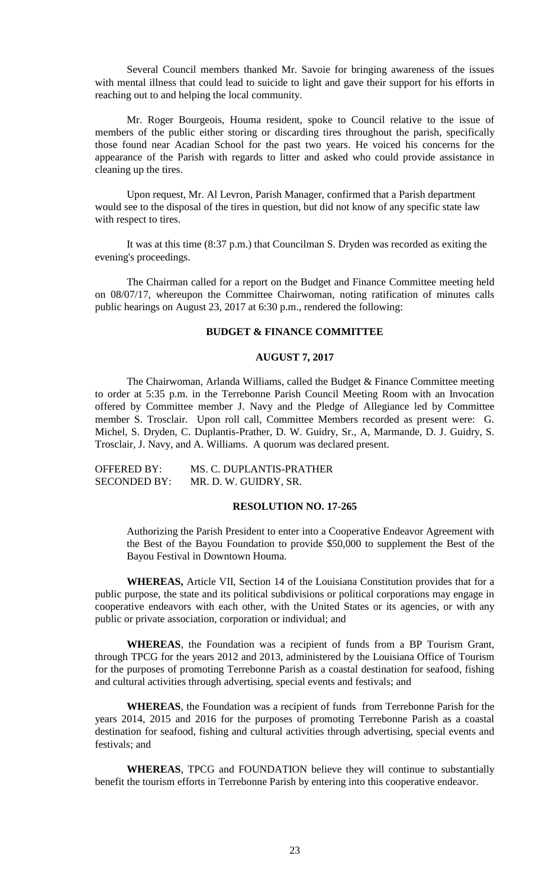Several Council members thanked Mr. Savoie for bringing awareness of the issues with mental illness that could lead to suicide to light and gave their support for his efforts in reaching out to and helping the local community.

Mr. Roger Bourgeois, Houma resident, spoke to Council relative to the issue of members of the public either storing or discarding tires throughout the parish, specifically those found near Acadian School for the past two years. He voiced his concerns for the appearance of the Parish with regards to litter and asked who could provide assistance in cleaning up the tires.

Upon request, Mr. Al Levron, Parish Manager, confirmed that a Parish department would see to the disposal of the tires in question, but did not know of any specific state law with respect to tires.

It was at this time (8:37 p.m.) that Councilman S. Dryden was recorded as exiting the evening's proceedings.

The Chairman called for a report on the Budget and Finance Committee meeting held on 08/07/17, whereupon the Committee Chairwoman, noting ratification of minutes calls public hearings on August 23, 2017 at 6:30 p.m., rendered the following:

**BUDGET & FINANCE COMMITTEE**

**AUGUST 7, 2017**

The Chairwoman, Arlanda Williams, called the Budget & Finance Committee meeting to order at 5:35 p.m. in the Terrebonne Parish Council Meeting Room with an Invocation offered by Committee member J. Navy and the Pledge of Allegiance led by Committee member S. Trosclair. Upon roll call, Committee Members recorded as present were: G. Michel, S. Dryden, C. Duplantis-Prather, D. W. Guidry, Sr., A, Marmande, D. J. Guidry, S. Trosclair, J. Navy, and A. Williams. A quorum was declared present.

OFFERED BY: MS. C. DUPLANTIS-PRATHER
SECONDED BY: MR. D. W. GUIDRY, SR.

**RESOLUTION NO. 17-265**

Authorizing the Parish President to enter into a Cooperative Endeavor Agreement with the Best of the Bayou Foundation to provide $50,000 to supplement the Best of the Bayou Festival in Downtown Houma.

**WHEREAS,** Article VII, Section 14 of the Louisiana Constitution provides that for a public purpose, the state and its political subdivisions or political corporations may engage in cooperative endeavors with each other, with the United States or its agencies, or with any public or private association, corporation or individual; and

**WHEREAS**, the Foundation was a recipient of funds from a BP Tourism Grant, through TPCG for the years 2012 and 2013, administered by the Louisiana Office of Tourism for the purposes of promoting Terrebonne Parish as a coastal destination for seafood, fishing and cultural activities through advertising, special events and festivals; and

**WHEREAS**, the Foundation was a recipient of funds from Terrebonne Parish for the years 2014, 2015 and 2016 for the purposes of promoting Terrebonne Parish as a coastal destination for seafood, fishing and cultural activities through advertising, special events and festivals; and

**WHEREAS**, TPCG and FOUNDATION believe they will continue to substantially benefit the tourism efforts in Terrebonne Parish by entering into this cooperative endeavor.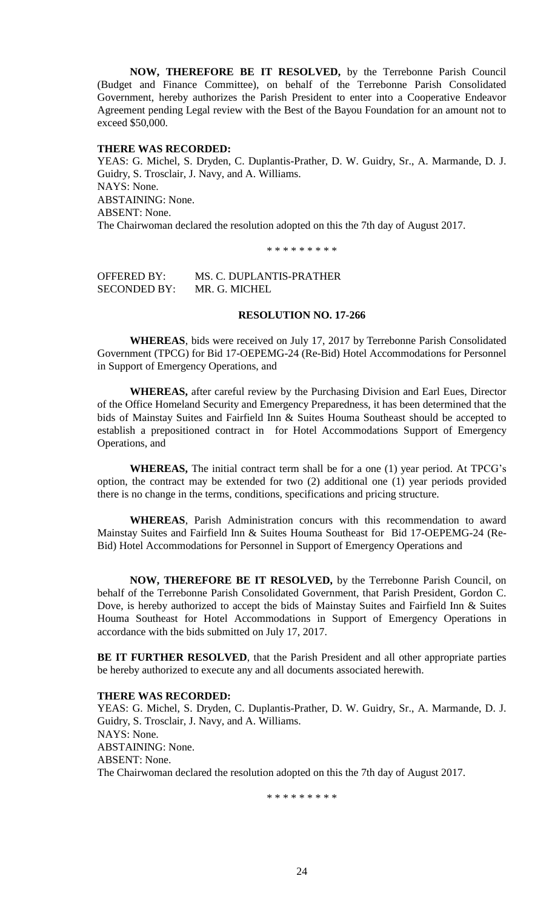**NOW, THEREFORE BE IT RESOLVED,** by the Terrebonne Parish Council (Budget and Finance Committee), on behalf of the Terrebonne Parish Consolidated Government, hereby authorizes the Parish President to enter into a Cooperative Endeavor Agreement pending Legal review with the Best of the Bayou Foundation for an amount not to exceed $50,000.

**THERE WAS RECORDED:**
YEAS: G. Michel, S. Dryden, C. Duplantis-Prather, D. W. Guidry, Sr., A. Marmande, D. J. Guidry, S. Trosclair, J. Navy, and A. Williams.
NAYS: None.
ABSTAINING: None.
ABSENT: None.
The Chairwoman declared the resolution adopted on this the 7th day of August 2017.

\* \* \* \* \* \* \* \* \*

OFFERED BY: MS. C. DUPLANTIS-PRATHER
SECONDED BY: MR. G. MICHEL

**RESOLUTION NO. 17-266**

**WHEREAS**, bids were received on July 17, 2017 by Terrebonne Parish Consolidated Government (TPCG) for Bid 17-OEPEMG-24 (Re-Bid) Hotel Accommodations for Personnel in Support of Emergency Operations, and

**WHEREAS,** after careful review by the Purchasing Division and Earl Eues, Director of the Office Homeland Security and Emergency Preparedness, it has been determined that the bids of Mainstay Suites and Fairfield Inn & Suites Houma Southeast should be accepted to establish a prepositioned contract in for Hotel Accommodations Support of Emergency Operations, and

**WHEREAS,** The initial contract term shall be for a one (1) year period. At TPCG's option, the contract may be extended for two (2) additional one (1) year periods provided there is no change in the terms, conditions, specifications and pricing structure.

**WHEREAS**, Parish Administration concurs with this recommendation to award Mainstay Suites and Fairfield Inn & Suites Houma Southeast for Bid 17-OEPEMG-24 (Re-Bid) Hotel Accommodations for Personnel in Support of Emergency Operations and

**NOW, THEREFORE BE IT RESOLVED,** by the Terrebonne Parish Council, on behalf of the Terrebonne Parish Consolidated Government, that Parish President, Gordon C. Dove, is hereby authorized to accept the bids of Mainstay Suites and Fairfield Inn & Suites Houma Southeast for Hotel Accommodations in Support of Emergency Operations in accordance with the bids submitted on July 17, 2017.

**BE IT FURTHER RESOLVED**, that the Parish President and all other appropriate parties be hereby authorized to execute any and all documents associated herewith.

**THERE WAS RECORDED:**
YEAS: G. Michel, S. Dryden, C. Duplantis-Prather, D. W. Guidry, Sr., A. Marmande, D. J. Guidry, S. Trosclair, J. Navy, and A. Williams.
NAYS: None.
ABSTAINING: None.
ABSENT: None.
The Chairwoman declared the resolution adopted on this the 7th day of August 2017.

\* \* \* \* \* \* \* \* \*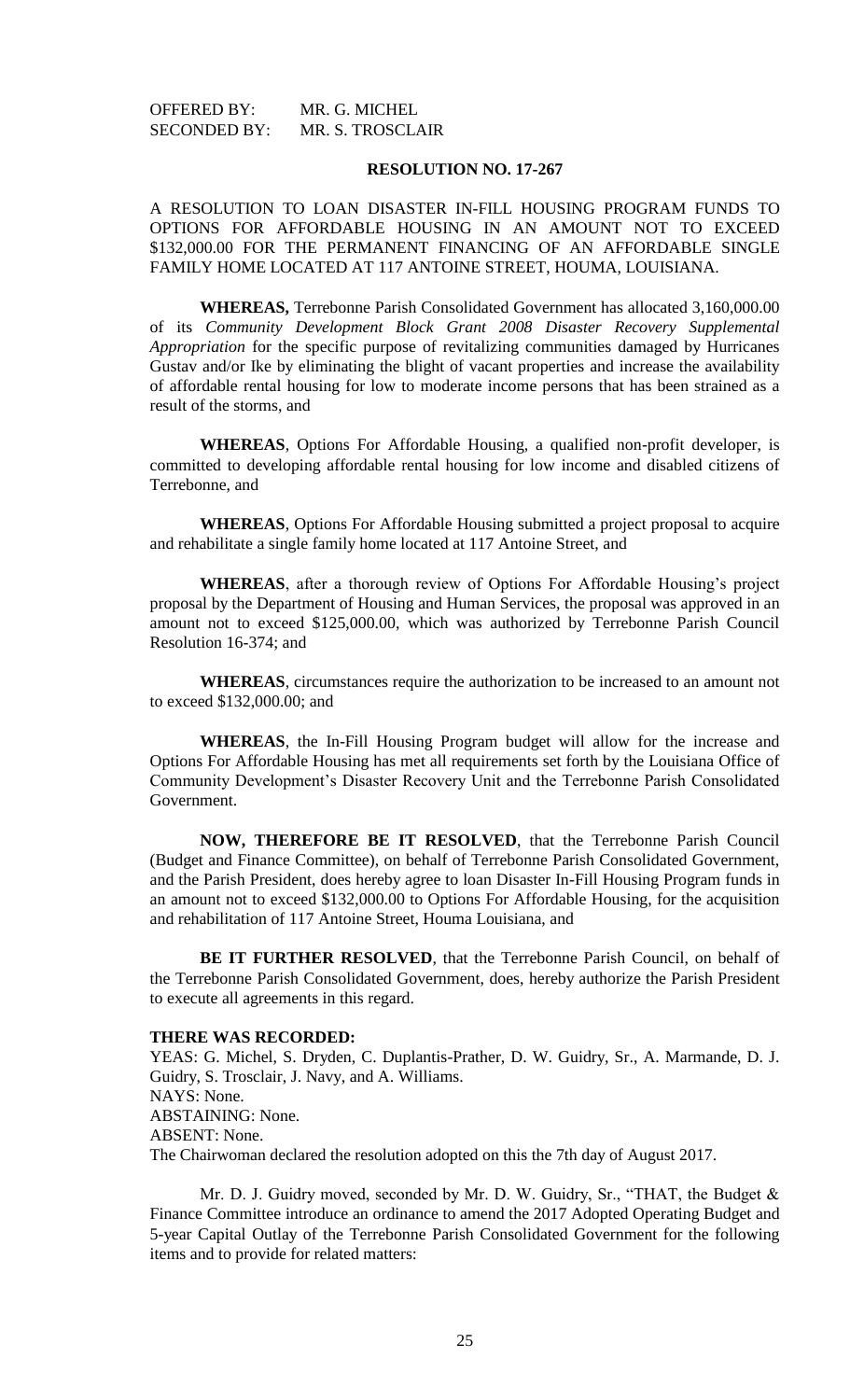OFFERED BY: MR. G. MICHEL
SECONDED BY: MR. S. TROSCLAIR

**RESOLUTION NO. 17-267**

A RESOLUTION TO LOAN DISASTER IN-FILL HOUSING PROGRAM FUNDS TO OPTIONS FOR AFFORDABLE HOUSING IN AN AMOUNT NOT TO EXCEED $132,000.00 FOR THE PERMANENT FINANCING OF AN AFFORDABLE SINGLE FAMILY HOME LOCATED AT 117 ANTOINE STREET, HOUMA, LOUISIANA.

**WHEREAS,** Terrebonne Parish Consolidated Government has allocated 3,160,000.00 of its *Community Development Block Grant 2008 Disaster Recovery Supplemental Appropriation* for the specific purpose of revitalizing communities damaged by Hurricanes Gustav and/or Ike by eliminating the blight of vacant properties and increase the availability of affordable rental housing for low to moderate income persons that has been strained as a result of the storms, and

**WHEREAS**, Options For Affordable Housing, a qualified non-profit developer, is committed to developing affordable rental housing for low income and disabled citizens of Terrebonne, and

**WHEREAS**, Options For Affordable Housing submitted a project proposal to acquire and rehabilitate a single family home located at 117 Antoine Street, and

**WHEREAS**, after a thorough review of Options For Affordable Housing's project proposal by the Department of Housing and Human Services, the proposal was approved in an amount not to exceed $125,000.00, which was authorized by Terrebonne Parish Council Resolution 16-374; and

**WHEREAS**, circumstances require the authorization to be increased to an amount not to exceed $132,000.00; and

**WHEREAS**, the In-Fill Housing Program budget will allow for the increase and Options For Affordable Housing has met all requirements set forth by the Louisiana Office of Community Development's Disaster Recovery Unit and the Terrebonne Parish Consolidated Government.

**NOW, THEREFORE BE IT RESOLVED**, that the Terrebonne Parish Council (Budget and Finance Committee), on behalf of Terrebonne Parish Consolidated Government, and the Parish President, does hereby agree to loan Disaster In-Fill Housing Program funds in an amount not to exceed $132,000.00 to Options For Affordable Housing, for the acquisition and rehabilitation of 117 Antoine Street, Houma Louisiana, and

**BE IT FURTHER RESOLVED**, that the Terrebonne Parish Council, on behalf of the Terrebonne Parish Consolidated Government, does, hereby authorize the Parish President to execute all agreements in this regard.

**THERE WAS RECORDED:**
YEAS: G. Michel, S. Dryden, C. Duplantis-Prather, D. W. Guidry, Sr., A. Marmande, D. J. Guidry, S. Trosclair, J. Navy, and A. Williams.
NAYS: None.
ABSTAINING: None.
ABSENT: None.
The Chairwoman declared the resolution adopted on this the 7th day of August 2017.

Mr. D. J. Guidry moved, seconded by Mr. D. W. Guidry, Sr., "THAT, the Budget & Finance Committee introduce an ordinance to amend the 2017 Adopted Operating Budget and 5-year Capital Outlay of the Terrebonne Parish Consolidated Government for the following items and to provide for related matters: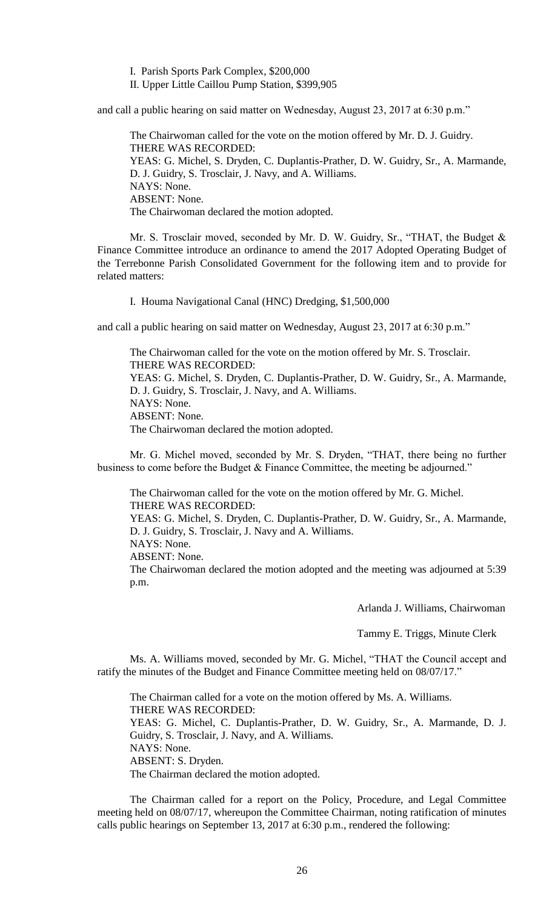I. Parish Sports Park Complex, $200,000

II. Upper Little Caillou Pump Station, $399,905

and call a public hearing on said matter on Wednesday, August 23, 2017 at 6:30 p.m."

The Chairwoman called for the vote on the motion offered by Mr. D. J. Guidry.
THERE WAS RECORDED:
YEAS: G. Michel, S. Dryden, C. Duplantis-Prather, D. W. Guidry, Sr., A. Marmande, D. J. Guidry, S. Trosclair, J. Navy, and A. Williams.
NAYS: None.
ABSENT: None.
The Chairwoman declared the motion adopted.

Mr. S. Trosclair moved, seconded by Mr. D. W. Guidry, Sr., "THAT, the Budget & Finance Committee introduce an ordinance to amend the 2017 Adopted Operating Budget of the Terrebonne Parish Consolidated Government for the following item and to provide for related matters:

I. Houma Navigational Canal (HNC) Dredging, $1,500,000

and call a public hearing on said matter on Wednesday, August 23, 2017 at 6:30 p.m."

The Chairwoman called for the vote on the motion offered by Mr. S. Trosclair.
THERE WAS RECORDED:
YEAS: G. Michel, S. Dryden, C. Duplantis-Prather, D. W. Guidry, Sr., A. Marmande, D. J. Guidry, S. Trosclair, J. Navy, and A. Williams.
NAYS: None.
ABSENT: None.
The Chairwoman declared the motion adopted.

Mr. G. Michel moved, seconded by Mr. S. Dryden, "THAT, there being no further business to come before the Budget & Finance Committee, the meeting be adjourned."

The Chairwoman called for the vote on the motion offered by Mr. G. Michel.
THERE WAS RECORDED:
YEAS: G. Michel, S. Dryden, C. Duplantis-Prather, D. W. Guidry, Sr., A. Marmande, D. J. Guidry, S. Trosclair, J. Navy and A. Williams.
NAYS: None.
ABSENT: None.
The Chairwoman declared the motion adopted and the meeting was adjourned at 5:39 p.m.

Arlanda J. Williams, Chairwoman

Tammy E. Triggs, Minute Clerk

Ms. A. Williams moved, seconded by Mr. G. Michel, "THAT the Council accept and ratify the minutes of the Budget and Finance Committee meeting held on 08/07/17."

The Chairman called for a vote on the motion offered by Ms. A. Williams.
THERE WAS RECORDED:
YEAS: G. Michel, C. Duplantis-Prather, D. W. Guidry, Sr., A. Marmande, D. J. Guidry, S. Trosclair, J. Navy, and A. Williams.
NAYS: None.
ABSENT: S. Dryden.
The Chairman declared the motion adopted.

The Chairman called for a report on the Policy, Procedure, and Legal Committee meeting held on 08/07/17, whereupon the Committee Chairman, noting ratification of minutes calls public hearings on September 13, 2017 at 6:30 p.m., rendered the following: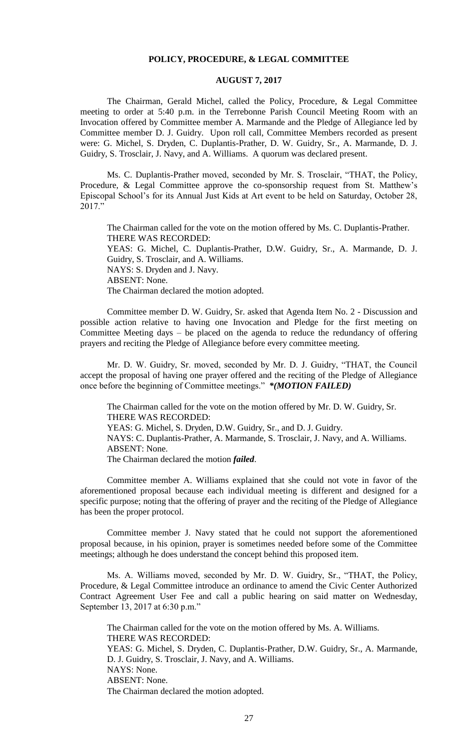**POLICY, PROCEDURE, & LEGAL COMMITTEE**

**AUGUST 7, 2017**

The Chairman, Gerald Michel, called the Policy, Procedure, & Legal Committee meeting to order at 5:40 p.m. in the Terrebonne Parish Council Meeting Room with an Invocation offered by Committee member A. Marmande and the Pledge of Allegiance led by Committee member D. J. Guidry. Upon roll call, Committee Members recorded as present were: G. Michel, S. Dryden, C. Duplantis-Prather, D. W. Guidry, Sr., A. Marmande, D. J. Guidry, S. Trosclair, J. Navy, and A. Williams. A quorum was declared present.

Ms. C. Duplantis-Prather moved, seconded by Mr. S. Trosclair, "THAT, the Policy, Procedure, & Legal Committee approve the co-sponsorship request from St. Matthew's Episcopal School's for its Annual Just Kids at Art event to be held on Saturday, October 28, 2017."

The Chairman called for the vote on the motion offered by Ms. C. Duplantis-Prather.
THERE WAS RECORDED:
YEAS: G. Michel, C. Duplantis-Prather, D.W. Guidry, Sr., A. Marmande, D. J. Guidry, S. Trosclair, and A. Williams.
NAYS: S. Dryden and J. Navy.
ABSENT: None.
The Chairman declared the motion adopted.

Committee member D. W. Guidry, Sr. asked that Agenda Item No. 2 - Discussion and possible action relative to having one Invocation and Pledge for the first meeting on Committee Meeting days – be placed on the agenda to reduce the redundancy of offering prayers and reciting the Pledge of Allegiance before every committee meeting.

Mr. D. W. Guidry, Sr. moved, seconded by Mr. D. J. Guidry, "THAT, the Council accept the proposal of having one prayer offered and the reciting of the Pledge of Allegiance once before the beginning of Committee meetings." ***(MOTION FAILED)***

The Chairman called for the vote on the motion offered by Mr. D. W. Guidry, Sr.
THERE WAS RECORDED:
YEAS: G. Michel, S. Dryden, D.W. Guidry, Sr., and D. J. Guidry.
NAYS: C. Duplantis-Prather, A. Marmande, S. Trosclair, J. Navy, and A. Williams.
ABSENT: None.
The Chairman declared the motion ***failed***.

Committee member A. Williams explained that she could not vote in favor of the aforementioned proposal because each individual meeting is different and designed for a specific purpose; noting that the offering of prayer and the reciting of the Pledge of Allegiance has been the proper protocol.

Committee member J. Navy stated that he could not support the aforementioned proposal because, in his opinion, prayer is sometimes needed before some of the Committee meetings; although he does understand the concept behind this proposed item.

Ms. A. Williams moved, seconded by Mr. D. W. Guidry, Sr., "THAT, the Policy, Procedure, & Legal Committee introduce an ordinance to amend the Civic Center Authorized Contract Agreement User Fee and call a public hearing on said matter on Wednesday, September 13, 2017 at 6:30 p.m."

The Chairman called for the vote on the motion offered by Ms. A. Williams.
THERE WAS RECORDED:
YEAS: G. Michel, S. Dryden, C. Duplantis-Prather, D.W. Guidry, Sr., A. Marmande, D. J. Guidry, S. Trosclair, J. Navy, and A. Williams.
NAYS: None.
ABSENT: None.
The Chairman declared the motion adopted.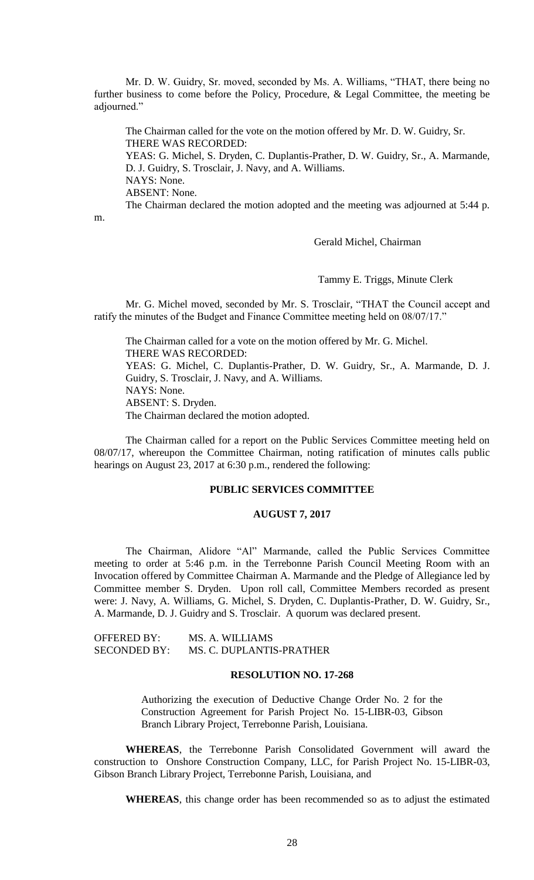Mr. D. W. Guidry, Sr. moved, seconded by Ms. A. Williams, "THAT, there being no further business to come before the Policy, Procedure, & Legal Committee, the meeting be adjourned."

The Chairman called for the vote on the motion offered by Mr. D. W. Guidry, Sr.
THERE WAS RECORDED:
YEAS: G. Michel, S. Dryden, C. Duplantis-Prather, D. W. Guidry, Sr., A. Marmande, D. J. Guidry, S. Trosclair, J. Navy, and A. Williams.
NAYS: None.
ABSENT: None.
The Chairman declared the motion adopted and the meeting was adjourned at 5:44 p. m.

Gerald Michel, Chairman

Tammy E. Triggs, Minute Clerk

Mr. G. Michel moved, seconded by Mr. S. Trosclair, "THAT the Council accept and ratify the minutes of the Budget and Finance Committee meeting held on 08/07/17."

The Chairman called for a vote on the motion offered by Mr. G. Michel.
THERE WAS RECORDED:
YEAS: G. Michel, C. Duplantis-Prather, D. W. Guidry, Sr., A. Marmande, D. J. Guidry, S. Trosclair, J. Navy, and A. Williams.
NAYS: None.
ABSENT: S. Dryden.
The Chairman declared the motion adopted.

The Chairman called for a report on the Public Services Committee meeting held on 08/07/17, whereupon the Committee Chairman, noting ratification of minutes calls public hearings on August 23, 2017 at 6:30 p.m., rendered the following:

## PUBLIC SERVICES COMMITTEE

## AUGUST 7, 2017

The Chairman, Alidore "Al" Marmande, called the Public Services Committee meeting to order at 5:46 p.m. in the Terrebonne Parish Council Meeting Room with an Invocation offered by Committee Chairman A. Marmande and the Pledge of Allegiance led by Committee member S. Dryden. Upon roll call, Committee Members recorded as present were: J. Navy, A. Williams, G. Michel, S. Dryden, C. Duplantis-Prather, D. W. Guidry, Sr., A. Marmande, D. J. Guidry and S. Trosclair. A quorum was declared present.

OFFERED BY: MS. A. WILLIAMS
SECONDED BY: MS. C. DUPLANTIS-PRATHER

### RESOLUTION NO. 17-268

Authorizing the execution of Deductive Change Order No. 2 for the Construction Agreement for Parish Project No. 15-LIBR-03, Gibson Branch Library Project, Terrebonne Parish, Louisiana.

**WHEREAS**, the Terrebonne Parish Consolidated Government will award the construction to Onshore Construction Company, LLC, for Parish Project No. 15-LIBR-03, Gibson Branch Library Project, Terrebonne Parish, Louisiana, and

**WHEREAS**, this change order has been recommended so as to adjust the estimated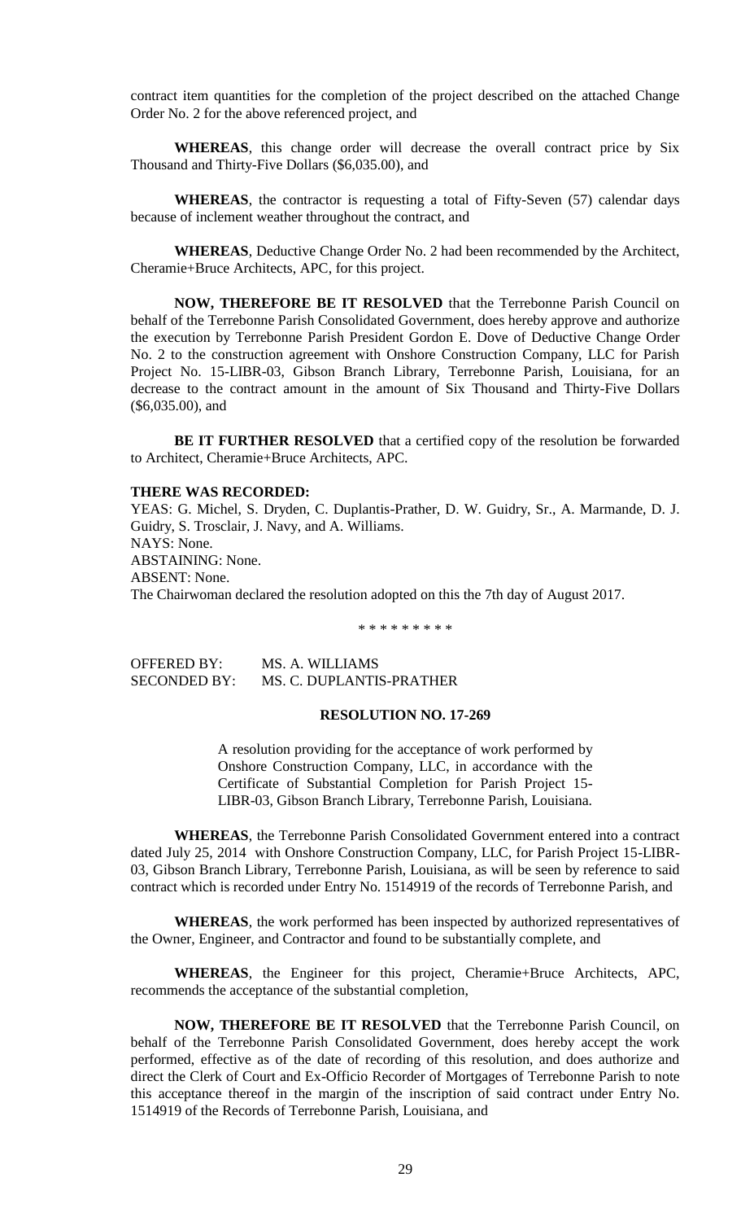contract item quantities for the completion of the project described on the attached Change Order No. 2 for the above referenced project, and

**WHEREAS**, this change order will decrease the overall contract price by Six Thousand and Thirty-Five Dollars ($6,035.00), and

**WHEREAS**, the contractor is requesting a total of Fifty-Seven (57) calendar days because of inclement weather throughout the contract, and

**WHEREAS**, Deductive Change Order No. 2 had been recommended by the Architect, Cheramie+Bruce Architects, APC, for this project.

**NOW, THEREFORE BE IT RESOLVED** that the Terrebonne Parish Council on behalf of the Terrebonne Parish Consolidated Government, does hereby approve and authorize the execution by Terrebonne Parish President Gordon E. Dove of Deductive Change Order No. 2 to the construction agreement with Onshore Construction Company, LLC for Parish Project No. 15-LIBR-03, Gibson Branch Library, Terrebonne Parish, Louisiana, for an decrease to the contract amount in the amount of Six Thousand and Thirty-Five Dollars ($6,035.00), and

**BE IT FURTHER RESOLVED** that a certified copy of the resolution be forwarded to Architect, Cheramie+Bruce Architects, APC.

**THERE WAS RECORDED:**

YEAS: G. Michel, S. Dryden, C. Duplantis-Prather, D. W. Guidry, Sr., A. Marmande, D. J. Guidry, S. Trosclair, J. Navy, and A. Williams.
NAYS: None.
ABSTAINING: None.
ABSENT: None.
The Chairwoman declared the resolution adopted on this the 7th day of August 2017.

* * * * * * * * *

OFFERED BY: MS. A. WILLIAMS
SECONDED BY: MS. C. DUPLANTIS-PRATHER

**RESOLUTION NO. 17-269**

A resolution providing for the acceptance of work performed by Onshore Construction Company, LLC, in accordance with the Certificate of Substantial Completion for Parish Project 15-LIBR-03, Gibson Branch Library, Terrebonne Parish, Louisiana.

**WHEREAS**, the Terrebonne Parish Consolidated Government entered into a contract dated July 25, 2014 with Onshore Construction Company, LLC, for Parish Project 15-LIBR-03, Gibson Branch Library, Terrebonne Parish, Louisiana, as will be seen by reference to said contract which is recorded under Entry No. 1514919 of the records of Terrebonne Parish, and

**WHEREAS**, the work performed has been inspected by authorized representatives of the Owner, Engineer, and Contractor and found to be substantially complete, and

**WHEREAS**, the Engineer for this project, Cheramie+Bruce Architects, APC, recommends the acceptance of the substantial completion,

**NOW, THEREFORE BE IT RESOLVED** that the Terrebonne Parish Council, on behalf of the Terrebonne Parish Consolidated Government, does hereby accept the work performed, effective as of the date of recording of this resolution, and does authorize and direct the Clerk of Court and Ex-Officio Recorder of Mortgages of Terrebonne Parish to note this acceptance thereof in the margin of the inscription of said contract under Entry No. 1514919 of the Records of Terrebonne Parish, Louisiana, and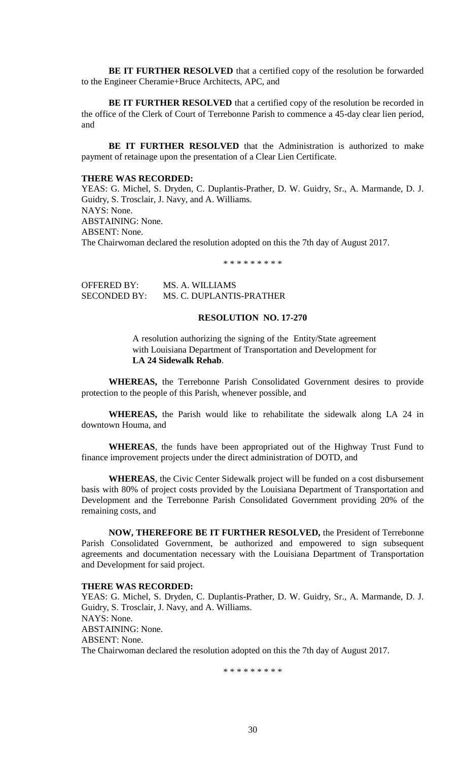**BE IT FURTHER RESOLVED** that a certified copy of the resolution be forwarded to the Engineer Cheramie+Bruce Architects, APC, and

**BE IT FURTHER RESOLVED** that a certified copy of the resolution be recorded in the office of the Clerk of Court of Terrebonne Parish to commence a 45-day clear lien period, and

**BE IT FURTHER RESOLVED** that the Administration is authorized to make payment of retainage upon the presentation of a Clear Lien Certificate.

**THERE WAS RECORDED:**
YEAS: G. Michel, S. Dryden, C. Duplantis-Prather, D. W. Guidry, Sr., A. Marmande, D. J. Guidry, S. Trosclair, J. Navy, and A. Williams.
NAYS: None.
ABSTAINING: None.
ABSENT: None.
The Chairwoman declared the resolution adopted on this the 7th day of August 2017.

\* \* \* \* \* \* \* \* \*

OFFERED BY: MS. A. WILLIAMS
SECONDED BY: MS. C. DUPLANTIS-PRATHER

**RESOLUTION NO. 17-270**

A resolution authorizing the signing of the Entity/State agreement with Louisiana Department of Transportation and Development for **LA 24 Sidewalk Rehab**.

**WHEREAS,** the Terrebonne Parish Consolidated Government desires to provide protection to the people of this Parish, whenever possible, and

**WHEREAS,** the Parish would like to rehabilitate the sidewalk along LA 24 in downtown Houma, and

**WHEREAS**, the funds have been appropriated out of the Highway Trust Fund to finance improvement projects under the direct administration of DOTD, and

**WHEREAS**, the Civic Center Sidewalk project will be funded on a cost disbursement basis with 80% of project costs provided by the Louisiana Department of Transportation and Development and the Terrebonne Parish Consolidated Government providing 20% of the remaining costs, and

**NOW, THEREFORE BE IT FURTHER RESOLVED,** the President of Terrebonne Parish Consolidated Government, be authorized and empowered to sign subsequent agreements and documentation necessary with the Louisiana Department of Transportation and Development for said project.

**THERE WAS RECORDED:**
YEAS: G. Michel, S. Dryden, C. Duplantis-Prather, D. W. Guidry, Sr., A. Marmande, D. J. Guidry, S. Trosclair, J. Navy, and A. Williams.
NAYS: None.
ABSTAINING: None.
ABSENT: None.
The Chairwoman declared the resolution adopted on this the 7th day of August 2017.

\* \* \* \* \* \* \* \* \*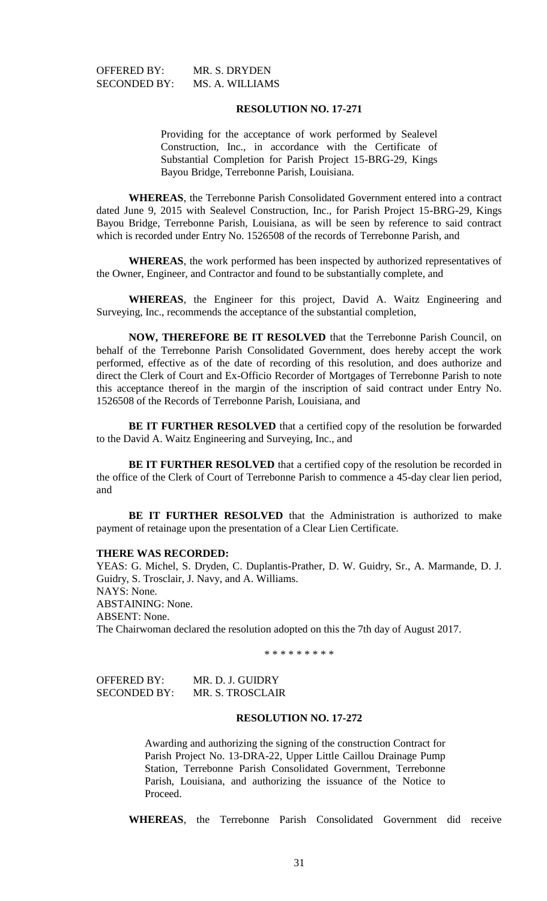OFFERED BY: MR. S. DRYDEN
SECONDED BY: MS. A. WILLIAMS

**RESOLUTION NO. 17-271**

Providing for the acceptance of work performed by Sealevel Construction, Inc., in accordance with the Certificate of Substantial Completion for Parish Project 15-BRG-29, Kings Bayou Bridge, Terrebonne Parish, Louisiana.

**WHEREAS**, the Terrebonne Parish Consolidated Government entered into a contract dated June 9, 2015 with Sealevel Construction, Inc., for Parish Project 15-BRG-29, Kings Bayou Bridge, Terrebonne Parish, Louisiana, as will be seen by reference to said contract which is recorded under Entry No. 1526508 of the records of Terrebonne Parish, and

**WHEREAS**, the work performed has been inspected by authorized representatives of the Owner, Engineer, and Contractor and found to be substantially complete, and

**WHEREAS**, the Engineer for this project, David A. Waitz Engineering and Surveying, Inc., recommends the acceptance of the substantial completion,

**NOW, THEREFORE BE IT RESOLVED** that the Terrebonne Parish Council, on behalf of the Terrebonne Parish Consolidated Government, does hereby accept the work performed, effective as of the date of recording of this resolution, and does authorize and direct the Clerk of Court and Ex-Officio Recorder of Mortgages of Terrebonne Parish to note this acceptance thereof in the margin of the inscription of said contract under Entry No. 1526508 of the Records of Terrebonne Parish, Louisiana, and

**BE IT FURTHER RESOLVED** that a certified copy of the resolution be forwarded to the David A. Waitz Engineering and Surveying, Inc., and

**BE IT FURTHER RESOLVED** that a certified copy of the resolution be recorded in the office of the Clerk of Court of Terrebonne Parish to commence a 45-day clear lien period, and

**BE IT FURTHER RESOLVED** that the Administration is authorized to make payment of retainage upon the presentation of a Clear Lien Certificate.

**THERE WAS RECORDED:**
YEAS: G. Michel, S. Dryden, C. Duplantis-Prather, D. W. Guidry, Sr., A. Marmande, D. J. Guidry, S. Trosclair, J. Navy, and A. Williams.
NAYS: None.
ABSTAINING: None.
ABSENT: None.
The Chairwoman declared the resolution adopted on this the 7th day of August 2017.

\* \* \* \* \* \* \* \* \*

OFFERED BY: MR. D. J. GUIDRY
SECONDED BY: MR. S. TROSCLAIR

**RESOLUTION NO. 17-272**

Awarding and authorizing the signing of the construction Contract for Parish Project No. 13-DRA-22, Upper Little Caillou Drainage Pump Station, Terrebonne Parish Consolidated Government, Terrebonne Parish, Louisiana, and authorizing the issuance of the Notice to Proceed.

**WHEREAS**, the Terrebonne Parish Consolidated Government did receive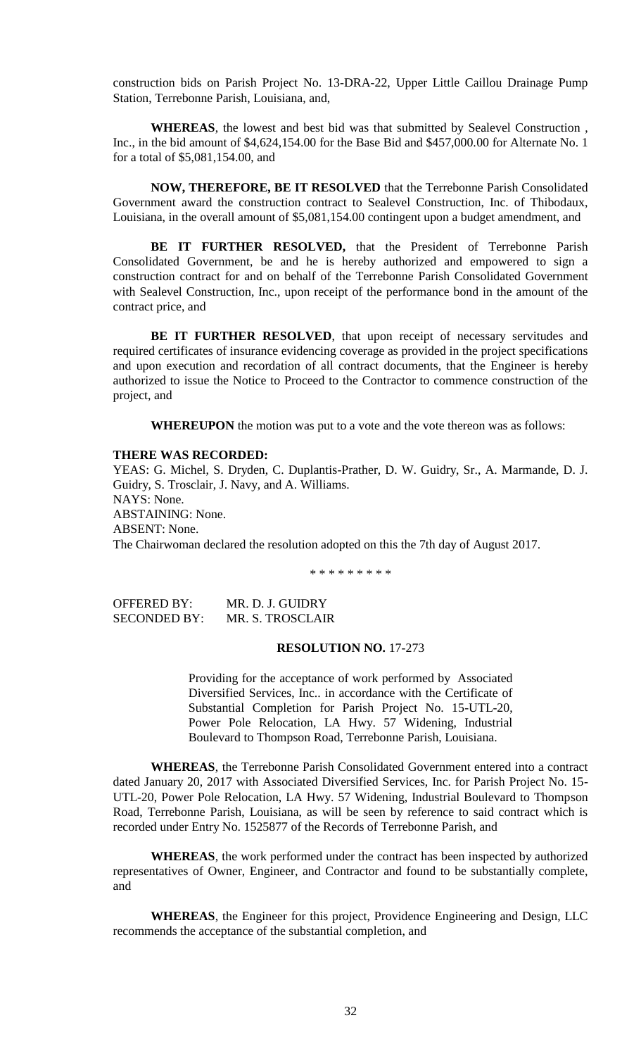construction bids on Parish Project No. 13-DRA-22, Upper Little Caillou Drainage Pump Station, Terrebonne Parish, Louisiana, and,

**WHEREAS**, the lowest and best bid was that submitted by Sealevel Construction , Inc., in the bid amount of $4,624,154.00 for the Base Bid and $457,000.00 for Alternate No. 1 for a total of $5,081,154.00, and

**NOW, THEREFORE, BE IT RESOLVED** that the Terrebonne Parish Consolidated Government award the construction contract to Sealevel Construction, Inc. of Thibodaux, Louisiana, in the overall amount of $5,081,154.00 contingent upon a budget amendment, and

**BE IT FURTHER RESOLVED,** that the President of Terrebonne Parish Consolidated Government, be and he is hereby authorized and empowered to sign a construction contract for and on behalf of the Terrebonne Parish Consolidated Government with Sealevel Construction, Inc., upon receipt of the performance bond in the amount of the contract price, and

**BE IT FURTHER RESOLVED**, that upon receipt of necessary servitudes and required certificates of insurance evidencing coverage as provided in the project specifications and upon execution and recordation of all contract documents, that the Engineer is hereby authorized to issue the Notice to Proceed to the Contractor to commence construction of the project, and

**WHEREUPON** the motion was put to a vote and the vote thereon was as follows:

**THERE WAS RECORDED:**
YEAS: G. Michel, S. Dryden, C. Duplantis-Prather, D. W. Guidry, Sr., A. Marmande, D. J. Guidry, S. Trosclair, J. Navy, and A. Williams.
NAYS: None.
ABSTAINING: None.
ABSENT: None.
The Chairwoman declared the resolution adopted on this the 7th day of August 2017.

\* \* \* \* \* \* \* \* \*

OFFERED BY: MR. D. J. GUIDRY
SECONDED BY: MR. S. TROSCLAIR

**RESOLUTION NO.** 17-273

Providing for the acceptance of work performed by Associated Diversified Services, Inc.. in accordance with the Certificate of Substantial Completion for Parish Project No. 15-UTL-20, Power Pole Relocation, LA Hwy. 57 Widening, Industrial Boulevard to Thompson Road, Terrebonne Parish, Louisiana.

**WHEREAS**, the Terrebonne Parish Consolidated Government entered into a contract dated January 20, 2017 with Associated Diversified Services, Inc. for Parish Project No. 15-UTL-20, Power Pole Relocation, LA Hwy. 57 Widening, Industrial Boulevard to Thompson Road, Terrebonne Parish, Louisiana, as will be seen by reference to said contract which is recorded under Entry No. 1525877 of the Records of Terrebonne Parish, and

**WHEREAS**, the work performed under the contract has been inspected by authorized representatives of Owner, Engineer, and Contractor and found to be substantially complete, and

**WHEREAS**, the Engineer for this project, Providence Engineering and Design, LLC recommends the acceptance of the substantial completion, and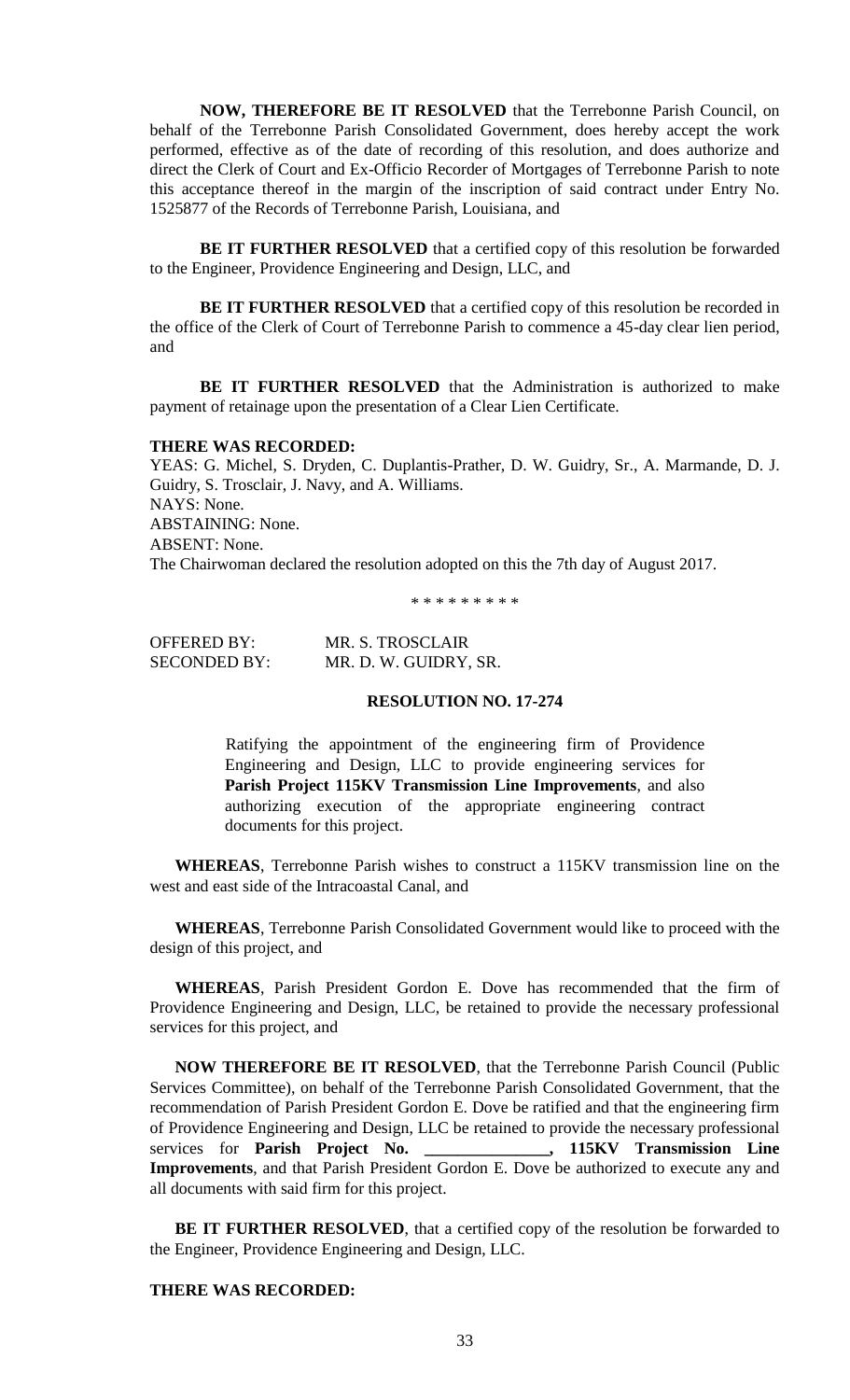**NOW, THEREFORE BE IT RESOLVED** that the Terrebonne Parish Council, on behalf of the Terrebonne Parish Consolidated Government, does hereby accept the work performed, effective as of the date of recording of this resolution, and does authorize and direct the Clerk of Court and Ex-Officio Recorder of Mortgages of Terrebonne Parish to note this acceptance thereof in the margin of the inscription of said contract under Entry No. 1525877 of the Records of Terrebonne Parish, Louisiana, and

**BE IT FURTHER RESOLVED** that a certified copy of this resolution be forwarded to the Engineer, Providence Engineering and Design, LLC, and

**BE IT FURTHER RESOLVED** that a certified copy of this resolution be recorded in the office of the Clerk of Court of Terrebonne Parish to commence a 45-day clear lien period, and

**BE IT FURTHER RESOLVED** that the Administration is authorized to make payment of retainage upon the presentation of a Clear Lien Certificate.

**THERE WAS RECORDED:**

YEAS: G. Michel, S. Dryden, C. Duplantis-Prather, D. W. Guidry, Sr., A. Marmande, D. J. Guidry, S. Trosclair, J. Navy, and A. Williams.
NAYS: None.
ABSTAINING: None.
ABSENT: None.
The Chairwoman declared the resolution adopted on this the 7th day of August 2017.

\* \* \* \* \* \* \* \* \*

OFFERED BY: MR. S. TROSCLAIR
SECONDED BY: MR. D. W. GUIDRY, SR.

**RESOLUTION NO. 17-274**

Ratifying the appointment of the engineering firm of Providence Engineering and Design, LLC to provide engineering services for **Parish Project 115KV Transmission Line Improvements**, and also authorizing execution of the appropriate engineering contract documents for this project.

**WHEREAS**, Terrebonne Parish wishes to construct a 115KV transmission line on the west and east side of the Intracoastal Canal, and

**WHEREAS**, Terrebonne Parish Consolidated Government would like to proceed with the design of this project, and

**WHEREAS**, Parish President Gordon E. Dove has recommended that the firm of Providence Engineering and Design, LLC, be retained to provide the necessary professional services for this project, and

**NOW THEREFORE BE IT RESOLVED**, that the Terrebonne Parish Council (Public Services Committee), on behalf of the Terrebonne Parish Consolidated Government, that the recommendation of Parish President Gordon E. Dove be ratified and that the engineering firm of Providence Engineering and Design, LLC be retained to provide the necessary professional services for **Parish Project No. _______________, 115KV Transmission Line Improvements**, and that Parish President Gordon E. Dove be authorized to execute any and all documents with said firm for this project.

**BE IT FURTHER RESOLVED**, that a certified copy of the resolution be forwarded to the Engineer, Providence Engineering and Design, LLC.

**THERE WAS RECORDED:**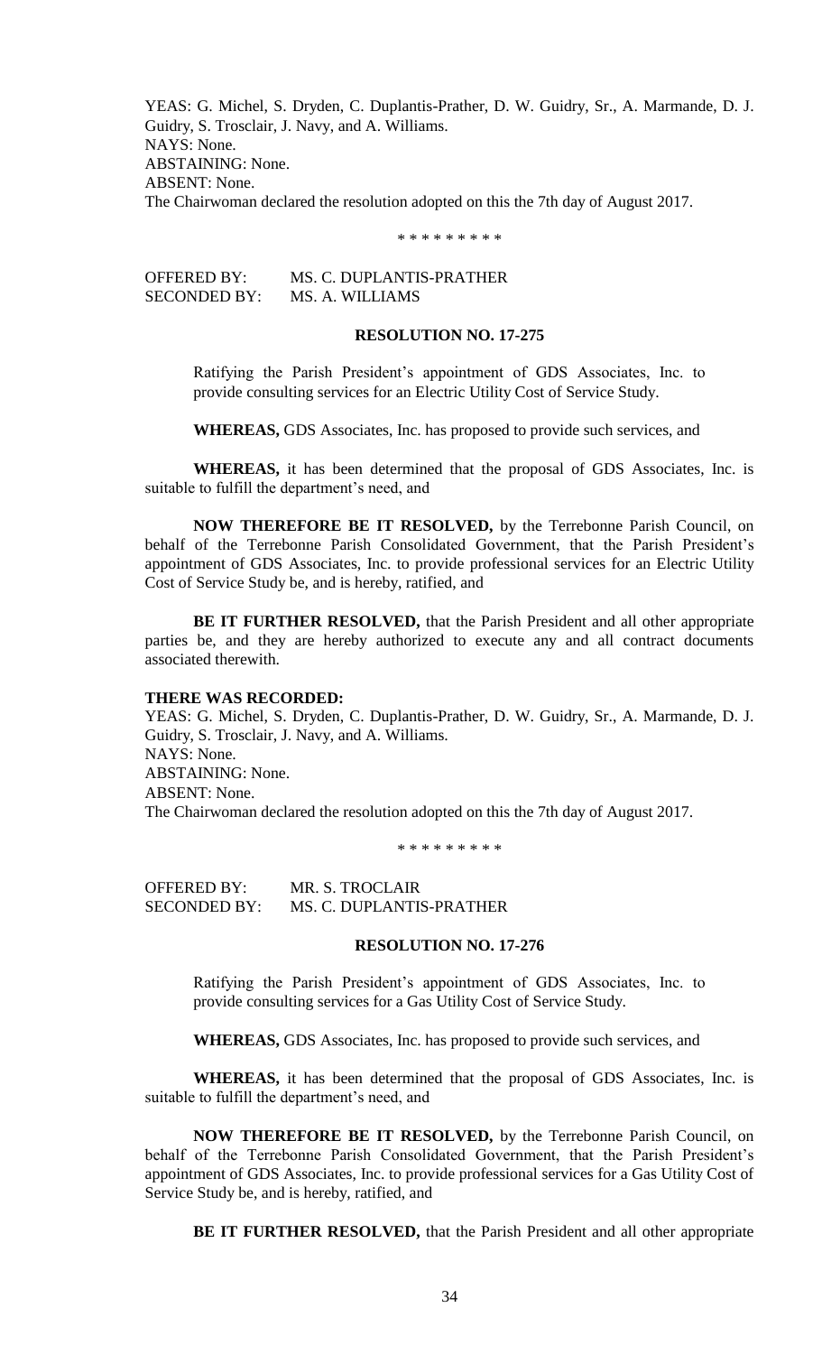YEAS: G. Michel, S. Dryden, C. Duplantis-Prather, D. W. Guidry, Sr., A. Marmande, D. J. Guidry, S. Trosclair, J. Navy, and A. Williams.
NAYS: None.
ABSTAINING: None.
ABSENT: None.
The Chairwoman declared the resolution adopted on this the 7th day of August 2017.

\* \* \* \* \* \* \* \* \*

OFFERED BY: MS. C. DUPLANTIS-PRATHER
SECONDED BY: MS. A. WILLIAMS

**RESOLUTION NO. 17-275**

Ratifying the Parish President's appointment of GDS Associates, Inc. to provide consulting services for an Electric Utility Cost of Service Study.

**WHEREAS,** GDS Associates, Inc. has proposed to provide such services, and

**WHEREAS,** it has been determined that the proposal of GDS Associates, Inc. is suitable to fulfill the department's need, and

**NOW THEREFORE BE IT RESOLVED,** by the Terrebonne Parish Council, on behalf of the Terrebonne Parish Consolidated Government, that the Parish President's appointment of GDS Associates, Inc. to provide professional services for an Electric Utility Cost of Service Study be, and is hereby, ratified, and

**BE IT FURTHER RESOLVED,** that the Parish President and all other appropriate parties be, and they are hereby authorized to execute any and all contract documents associated therewith.

**THERE WAS RECORDED:**
YEAS: G. Michel, S. Dryden, C. Duplantis-Prather, D. W. Guidry, Sr., A. Marmande, D. J. Guidry, S. Trosclair, J. Navy, and A. Williams.
NAYS: None.
ABSTAINING: None.
ABSENT: None.
The Chairwoman declared the resolution adopted on this the 7th day of August 2017.

\* \* \* \* \* \* \* \* \*

OFFERED BY: MR. S. TROCLAIR
SECONDED BY: MS. C. DUPLANTIS-PRATHER

**RESOLUTION NO. 17-276**

Ratifying the Parish President's appointment of GDS Associates, Inc. to provide consulting services for a Gas Utility Cost of Service Study.

**WHEREAS,** GDS Associates, Inc. has proposed to provide such services, and

**WHEREAS,** it has been determined that the proposal of GDS Associates, Inc. is suitable to fulfill the department's need, and

**NOW THEREFORE BE IT RESOLVED,** by the Terrebonne Parish Council, on behalf of the Terrebonne Parish Consolidated Government, that the Parish President's appointment of GDS Associates, Inc. to provide professional services for a Gas Utility Cost of Service Study be, and is hereby, ratified, and

**BE IT FURTHER RESOLVED,** that the Parish President and all other appropriate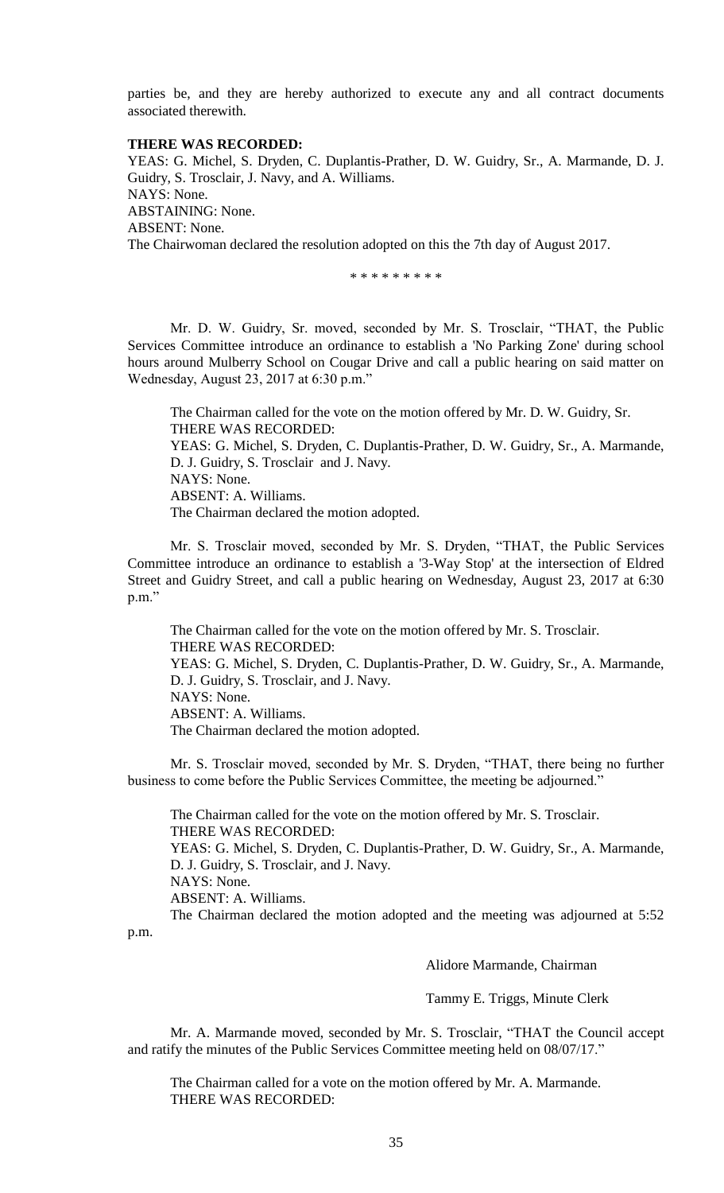parties be, and they are hereby authorized to execute any and all contract documents associated therewith.

**THERE WAS RECORDED:**

YEAS: G. Michel, S. Dryden, C. Duplantis-Prather, D. W. Guidry, Sr., A. Marmande, D. J. Guidry, S. Trosclair, J. Navy, and A. Williams.
NAYS: None.
ABSTAINING: None.
ABSENT: None.
The Chairwoman declared the resolution adopted on this the 7th day of August 2017.

\* \* \* \* \* \* \* \* \*

Mr. D. W. Guidry, Sr. moved, seconded by Mr. S. Trosclair, "THAT, the Public Services Committee introduce an ordinance to establish a 'No Parking Zone' during school hours around Mulberry School on Cougar Drive and call a public hearing on said matter on Wednesday, August 23, 2017 at 6:30 p.m."

The Chairman called for the vote on the motion offered by Mr. D. W. Guidry, Sr.
THERE WAS RECORDED:
YEAS: G. Michel, S. Dryden, C. Duplantis-Prather, D. W. Guidry, Sr., A. Marmande, D. J. Guidry, S. Trosclair and J. Navy.
NAYS: None.
ABSENT: A. Williams.
The Chairman declared the motion adopted.

Mr. S. Trosclair moved, seconded by Mr. S. Dryden, "THAT, the Public Services Committee introduce an ordinance to establish a '3-Way Stop' at the intersection of Eldred Street and Guidry Street, and call a public hearing on Wednesday, August 23, 2017 at 6:30 p.m."

The Chairman called for the vote on the motion offered by Mr. S. Trosclair.
THERE WAS RECORDED:
YEAS: G. Michel, S. Dryden, C. Duplantis-Prather, D. W. Guidry, Sr., A. Marmande, D. J. Guidry, S. Trosclair, and J. Navy.
NAYS: None.
ABSENT: A. Williams.
The Chairman declared the motion adopted.

Mr. S. Trosclair moved, seconded by Mr. S. Dryden, "THAT, there being no further business to come before the Public Services Committee, the meeting be adjourned."

The Chairman called for the vote on the motion offered by Mr. S. Trosclair.
THERE WAS RECORDED:
YEAS: G. Michel, S. Dryden, C. Duplantis-Prather, D. W. Guidry, Sr., A. Marmande, D. J. Guidry, S. Trosclair, and J. Navy.
NAYS: None.
ABSENT: A. Williams.
The Chairman declared the motion adopted and the meeting was adjourned at 5:52 p.m.

Alidore Marmande, Chairman

Tammy E. Triggs, Minute Clerk

Mr. A. Marmande moved, seconded by Mr. S. Trosclair, "THAT the Council accept and ratify the minutes of the Public Services Committee meeting held on 08/07/17."

The Chairman called for a vote on the motion offered by Mr. A. Marmande.
THERE WAS RECORDED: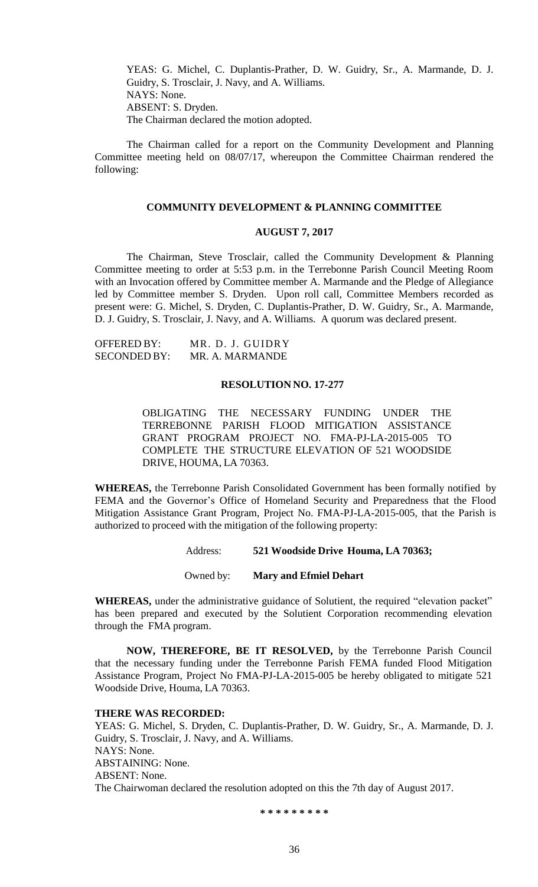YEAS: G. Michel, C. Duplantis-Prather, D. W. Guidry, Sr., A. Marmande, D. J. Guidry, S. Trosclair, J. Navy, and A. Williams.
NAYS: None.
ABSENT: S. Dryden.
The Chairman declared the motion adopted.

The Chairman called for a report on the Community Development and Planning Committee meeting held on 08/07/17, whereupon the Committee Chairman rendered the following:

## COMMUNITY DEVELOPMENT & PLANNING COMMITTEE

### AUGUST 7, 2017

The Chairman, Steve Trosclair, called the Community Development & Planning Committee meeting to order at 5:53 p.m. in the Terrebonne Parish Council Meeting Room with an Invocation offered by Committee member A. Marmande and the Pledge of Allegiance led by Committee member S. Dryden. Upon roll call, Committee Members recorded as present were: G. Michel, S. Dryden, C. Duplantis-Prather, D. W. Guidry, Sr., A. Marmande, D. J. Guidry, S. Trosclair, J. Navy, and A. Williams. A quorum was declared present.

OFFERED BY: MR. D. J. GUIDRY
SECONDED BY: MR. A. MARMANDE

### RESOLUTION NO. 17-277

OBLIGATING THE NECESSARY FUNDING UNDER THE TERREBONNE PARISH FLOOD MITIGATION ASSISTANCE GRANT PROGRAM PROJECT NO. FMA-PJ-LA-2015-005 TO COMPLETE THE STRUCTURE ELEVATION OF 521 WOODSIDE DRIVE, HOUMA, LA 70363.

**WHEREAS,** the Terrebonne Parish Consolidated Government has been formally notified by FEMA and the Governor's Office of Homeland Security and Preparedness that the Flood Mitigation Assistance Grant Program, Project No. FMA-PJ-LA-2015-005, that the Parish is authorized to proceed with the mitigation of the following property:

Address: **521 Woodside Drive Houma, LA 70363;**

Owned by: **Mary and Efmiel Dehart**

**WHEREAS,** under the administrative guidance of Solutient, the required "elevation packet" has been prepared and executed by the Solutient Corporation recommending elevation through the FMA program.

**NOW, THEREFORE, BE IT RESOLVED,** by the Terrebonne Parish Council that the necessary funding under the Terrebonne Parish FEMA funded Flood Mitigation Assistance Program, Project No FMA-PJ-LA-2015-005 be hereby obligated to mitigate 521 Woodside Drive, Houma, LA 70363.

**THERE WAS RECORDED:**
YEAS: G. Michel, S. Dryden, C. Duplantis-Prather, D. W. Guidry, Sr., A. Marmande, D. J. Guidry, S. Trosclair, J. Navy, and A. Williams.
NAYS: None.
ABSTAINING: None.
ABSENT: None.
The Chairwoman declared the resolution adopted on this the 7th day of August 2017.

\* \* \* \* \* \* \* \* \*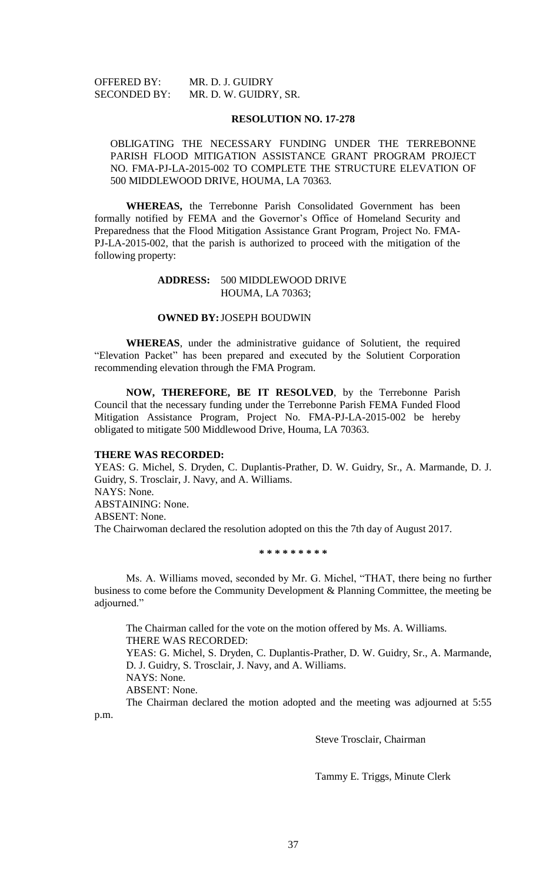OFFERED BY: MR. D. J. GUIDRY
SECONDED BY: MR. D. W. GUIDRY, SR.

**RESOLUTION NO. 17-278**

OBLIGATING THE NECESSARY FUNDING UNDER THE TERREBONNE PARISH FLOOD MITIGATION ASSISTANCE GRANT PROGRAM PROJECT NO. FMA-PJ-LA-2015-002 TO COMPLETE THE STRUCTURE ELEVATION OF 500 MIDDLEWOOD DRIVE, HOUMA, LA 70363.

**WHEREAS,** the Terrebonne Parish Consolidated Government has been formally notified by FEMA and the Governor's Office of Homeland Security and Preparedness that the Flood Mitigation Assistance Grant Program, Project No. FMA-PJ-LA-2015-002, that the parish is authorized to proceed with the mitigation of the following property:

**ADDRESS:** 500 MIDDLEWOOD DRIVE
HOUMA, LA 70363;

**OWNED BY:** JOSEPH BOUDWIN

**WHEREAS**, under the administrative guidance of Solutient, the required "Elevation Packet" has been prepared and executed by the Solutient Corporation recommending elevation through the FMA Program.

**NOW, THEREFORE, BE IT RESOLVED**, by the Terrebonne Parish Council that the necessary funding under the Terrebonne Parish FEMA Funded Flood Mitigation Assistance Program, Project No. FMA-PJ-LA-2015-002 be hereby obligated to mitigate 500 Middlewood Drive, Houma, LA 70363.

**THERE WAS RECORDED:**
YEAS: G. Michel, S. Dryden, C. Duplantis-Prather, D. W. Guidry, Sr., A. Marmande, D. J. Guidry, S. Trosclair, J. Navy, and A. Williams.
NAYS: None.
ABSTAINING: None.
ABSENT: None.
The Chairwoman declared the resolution adopted on this the 7th day of August 2017.

\* \* \* \* \* \* \* \* \*

Ms. A. Williams moved, seconded by Mr. G. Michel, "THAT, there being no further business to come before the Community Development & Planning Committee, the meeting be adjourned."

The Chairman called for the vote on the motion offered by Ms. A. Williams.
THERE WAS RECORDED:
YEAS: G. Michel, S. Dryden, C. Duplantis-Prather, D. W. Guidry, Sr., A. Marmande, D. J. Guidry, S. Trosclair, J. Navy, and A. Williams.
NAYS: None.
ABSENT: None.
The Chairman declared the motion adopted and the meeting was adjourned at 5:55 p.m.

Steve Trosclair, Chairman

Tammy E. Triggs, Minute Clerk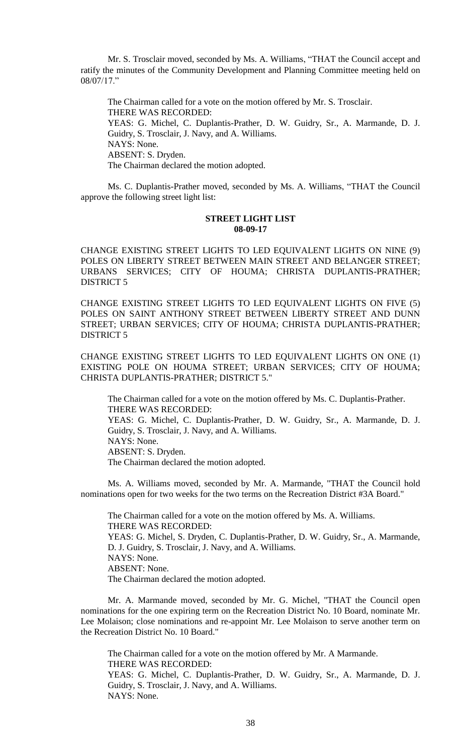Mr. S. Trosclair moved, seconded by Ms. A. Williams, "THAT the Council accept and ratify the minutes of the Community Development and Planning Committee meeting held on 08/07/17."

The Chairman called for a vote on the motion offered by Mr. S. Trosclair.
THERE WAS RECORDED:
YEAS: G. Michel, C. Duplantis-Prather, D. W. Guidry, Sr., A. Marmande, D. J. Guidry, S. Trosclair, J. Navy, and A. Williams.
NAYS: None.
ABSENT: S. Dryden.
The Chairman declared the motion adopted.

Ms. C. Duplantis-Prather moved, seconded by Ms. A. Williams, "THAT the Council approve the following street light list:

**STREET LIGHT LIST**
**08-09-17**

CHANGE EXISTING STREET LIGHTS TO LED EQUIVALENT LIGHTS ON NINE (9) POLES ON LIBERTY STREET BETWEEN MAIN STREET AND BELANGER STREET; URBANS SERVICES; CITY OF HOUMA; CHRISTA DUPLANTIS-PRATHER; DISTRICT 5

CHANGE EXISTING STREET LIGHTS TO LED EQUIVALENT LIGHTS ON FIVE (5) POLES ON SAINT ANTHONY STREET BETWEEN LIBERTY STREET AND DUNN STREET; URBAN SERVICES; CITY OF HOUMA; CHRISTA DUPLANTIS-PRATHER; DISTRICT 5

CHANGE EXISTING STREET LIGHTS TO LED EQUIVALENT LIGHTS ON ONE (1) EXISTING POLE ON HOUMA STREET; URBAN SERVICES; CITY OF HOUMA; CHRISTA DUPLANTIS-PRATHER; DISTRICT 5."

The Chairman called for a vote on the motion offered by Ms. C. Duplantis-Prather.
THERE WAS RECORDED:
YEAS: G. Michel, C. Duplantis-Prather, D. W. Guidry, Sr., A. Marmande, D. J. Guidry, S. Trosclair, J. Navy, and A. Williams.
NAYS: None.
ABSENT: S. Dryden.
The Chairman declared the motion adopted.

Ms. A. Williams moved, seconded by Mr. A. Marmande, "THAT the Council hold nominations open for two weeks for the two terms on the Recreation District #3A Board."

The Chairman called for a vote on the motion offered by Ms. A. Williams.
THERE WAS RECORDED:
YEAS: G. Michel, S. Dryden, C. Duplantis-Prather, D. W. Guidry, Sr., A. Marmande, D. J. Guidry, S. Trosclair, J. Navy, and A. Williams.
NAYS: None.
ABSENT: None.
The Chairman declared the motion adopted.

Mr. A. Marmande moved, seconded by Mr. G. Michel, "THAT the Council open nominations for the one expiring term on the Recreation District No. 10 Board, nominate Mr. Lee Molaison; close nominations and re-appoint Mr. Lee Molaison to serve another term on the Recreation District No. 10 Board."

The Chairman called for a vote on the motion offered by Mr. A Marmande.
THERE WAS RECORDED:
YEAS: G. Michel, C. Duplantis-Prather, D. W. Guidry, Sr., A. Marmande, D. J. Guidry, S. Trosclair, J. Navy, and A. Williams.
NAYS: None.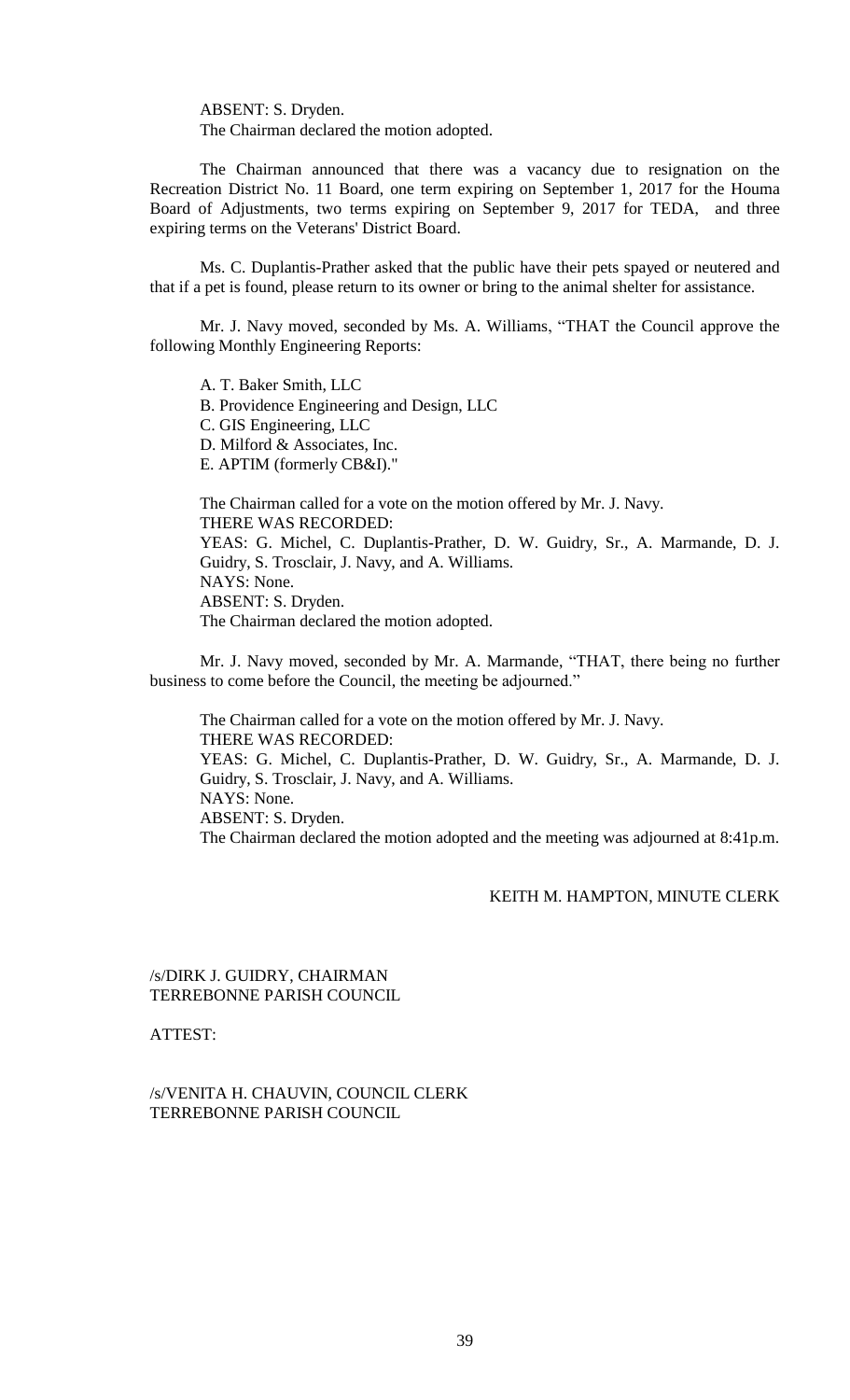ABSENT: S. Dryden.
The Chairman declared the motion adopted.

The Chairman announced that there was a vacancy due to resignation on the Recreation District No. 11 Board, one term expiring on September 1, 2017 for the Houma Board of Adjustments, two terms expiring on September 9, 2017 for TEDA, and three expiring terms on the Veterans' District Board.

Ms. C. Duplantis-Prather asked that the public have their pets spayed or neutered and that if a pet is found, please return to its owner or bring to the animal shelter for assistance.

Mr. J. Navy moved, seconded by Ms. A. Williams, "THAT the Council approve the following Monthly Engineering Reports:

A. T. Baker Smith, LLC
B. Providence Engineering and Design, LLC
C. GIS Engineering, LLC
D. Milford & Associates, Inc.
E. APTIM (formerly CB&I)."

The Chairman called for a vote on the motion offered by Mr. J. Navy.
THERE WAS RECORDED:
YEAS: G. Michel, C. Duplantis-Prather, D. W. Guidry, Sr., A. Marmande, D. J. Guidry, S. Trosclair, J. Navy, and A. Williams.
NAYS: None.
ABSENT: S. Dryden.
The Chairman declared the motion adopted.

Mr. J. Navy moved, seconded by Mr. A. Marmande, "THAT, there being no further business to come before the Council, the meeting be adjourned."

The Chairman called for a vote on the motion offered by Mr. J. Navy.
THERE WAS RECORDED:
YEAS: G. Michel, C. Duplantis-Prather, D. W. Guidry, Sr., A. Marmande, D. J. Guidry, S. Trosclair, J. Navy, and A. Williams.
NAYS: None.
ABSENT: S. Dryden.
The Chairman declared the motion adopted and the meeting was adjourned at 8:41p.m.

KEITH M. HAMPTON, MINUTE CLERK

/s/DIRK J. GUIDRY, CHAIRMAN
TERREBONNE PARISH COUNCIL

ATTEST:

/s/VENITA H. CHAUVIN, COUNCIL CLERK
TERREBONNE PARISH COUNCIL